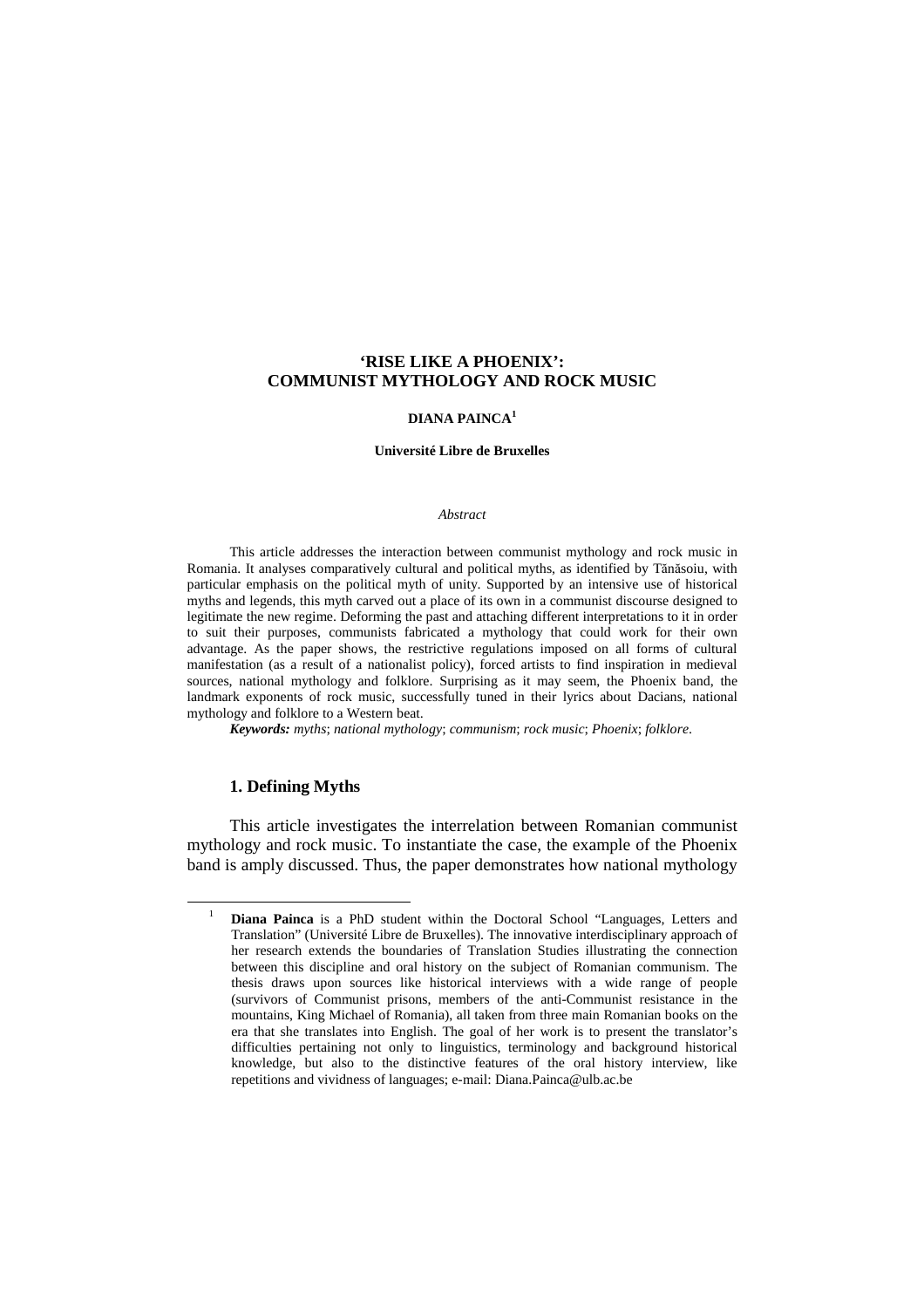# 'RISE LIKE A PHOENIX': COMMUNIST MYTHOLOGY AND ROCK MUSIC

**DIANA PAINCA**[1]

**Université Libre de Bruxelles**

*Abstract*

This article addresses the interaction between communist mythology and rock music in Romania. It analyses comparatively cultural and political myths, as identified by Tănăsoiu, with particular emphasis on the political myth of unity. Supported by an intensive use of historical myths and legends, this myth carved out a place of its own in a communist discourse designed to legitimate the new regime. Deforming the past and attaching different interpretations to it in order to suit their purposes, communists fabricated a mythology that could work for their own advantage. As the paper shows, the restrictive regulations imposed on all forms of cultural manifestation (as a result of a nationalist policy), forced artists to find inspiration in medieval sources, national mythology and folklore. Surprising as it may seem, the Phoenix band, the landmark exponents of rock music, successfully tuned in their lyrics about Dacians, national mythology and folklore to a Western beat.

***Keywords:*** *myths*; *national mythology*; *communism*; *rock music*; *Phoenix*; *folklore*.

## 1. Defining Myths

This article investigates the interrelation between Romanian communist mythology and rock music. To instantiate the case, the example of the Phoenix band is amply discussed. Thus, the paper demonstrates how national mythology

---

[1] **Diana Painca** is a PhD student within the Doctoral School "Languages, Letters and Translation" (Université Libre de Bruxelles). The innovative interdisciplinary approach of her research extends the boundaries of Translation Studies illustrating the connection between this discipline and oral history on the subject of Romanian communism. The thesis draws upon sources like historical interviews with a wide range of people (survivors of Communist prisons, members of the anti-Communist resistance in the mountains, King Michael of Romania), all taken from three main Romanian books on the era that she translates into English. The goal of her work is to present the translator's difficulties pertaining not only to linguistics, terminology and background historical knowledge, but also to the distinctive features of the oral history interview, like repetitions and vividness of languages; e-mail: Diana.Painca@ulb.ac.be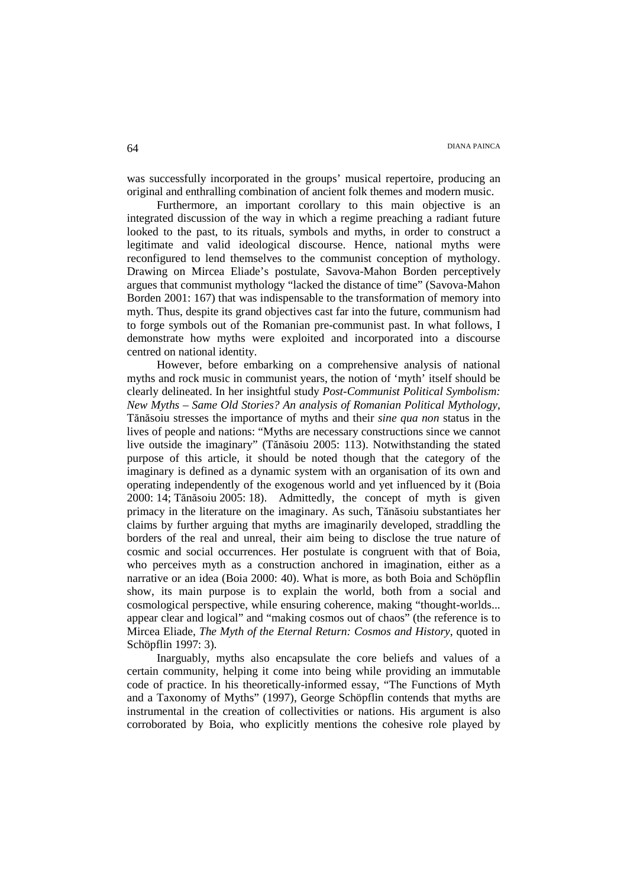was successfully incorporated in the groups' musical repertoire, producing an original and enthralling combination of ancient folk themes and modern music.

Furthermore, an important corollary to this main objective is an integrated discussion of the way in which a regime preaching a radiant future looked to the past, to its rituals, symbols and myths, in order to construct a legitimate and valid ideological discourse. Hence, national myths were reconfigured to lend themselves to the communist conception of mythology. Drawing on Mircea Eliade's postulate, Savova-Mahon Borden perceptively argues that communist mythology "lacked the distance of time" (Savova-Mahon Borden 2001: 167) that was indispensable to the transformation of memory into myth. Thus, despite its grand objectives cast far into the future, communism had to forge symbols out of the Romanian pre-communist past. In what follows, I demonstrate how myths were exploited and incorporated into a discourse centred on national identity.

However, before embarking on a comprehensive analysis of national myths and rock music in communist years, the notion of 'myth' itself should be clearly delineated. In her insightful study *Post-Communist Political Symbolism: New Myths – Same Old Stories? An analysis of Romanian Political Mythology*, Tănăsoiu stresses the importance of myths and their *sine qua non* status in the lives of people and nations: "Myths are necessary constructions since we cannot live outside the imaginary" (Tănăsoiu 2005: 113). Notwithstanding the stated purpose of this article, it should be noted though that the category of the imaginary is defined as a dynamic system with an organisation of its own and operating independently of the exogenous world and yet influenced by it (Boia 2000: 14; Tănăsoiu 2005: 18). Admittedly, the concept of myth is given primacy in the literature on the imaginary. As such, Tănăsoiu substantiates her claims by further arguing that myths are imaginarily developed, straddling the borders of the real and unreal, their aim being to disclose the true nature of cosmic and social occurrences. Her postulate is congruent with that of Boia, who perceives myth as a construction anchored in imagination, either as a narrative or an idea (Boia 2000: 40). What is more, as both Boia and Schöpflin show, its main purpose is to explain the world, both from a social and cosmological perspective, while ensuring coherence, making "thought-worlds... appear clear and logical" and "making cosmos out of chaos" (the reference is to Mircea Eliade, *The Myth of the Eternal Return: Cosmos and History*, quoted in Schöpflin 1997: 3).

Inarguably, myths also encapsulate the core beliefs and values of a certain community, helping it come into being while providing an immutable code of practice. In his theoretically-informed essay, "The Functions of Myth and a Taxonomy of Myths" (1997), George Schöpflin contends that myths are instrumental in the creation of collectivities or nations. His argument is also corroborated by Boia, who explicitly mentions the cohesive role played by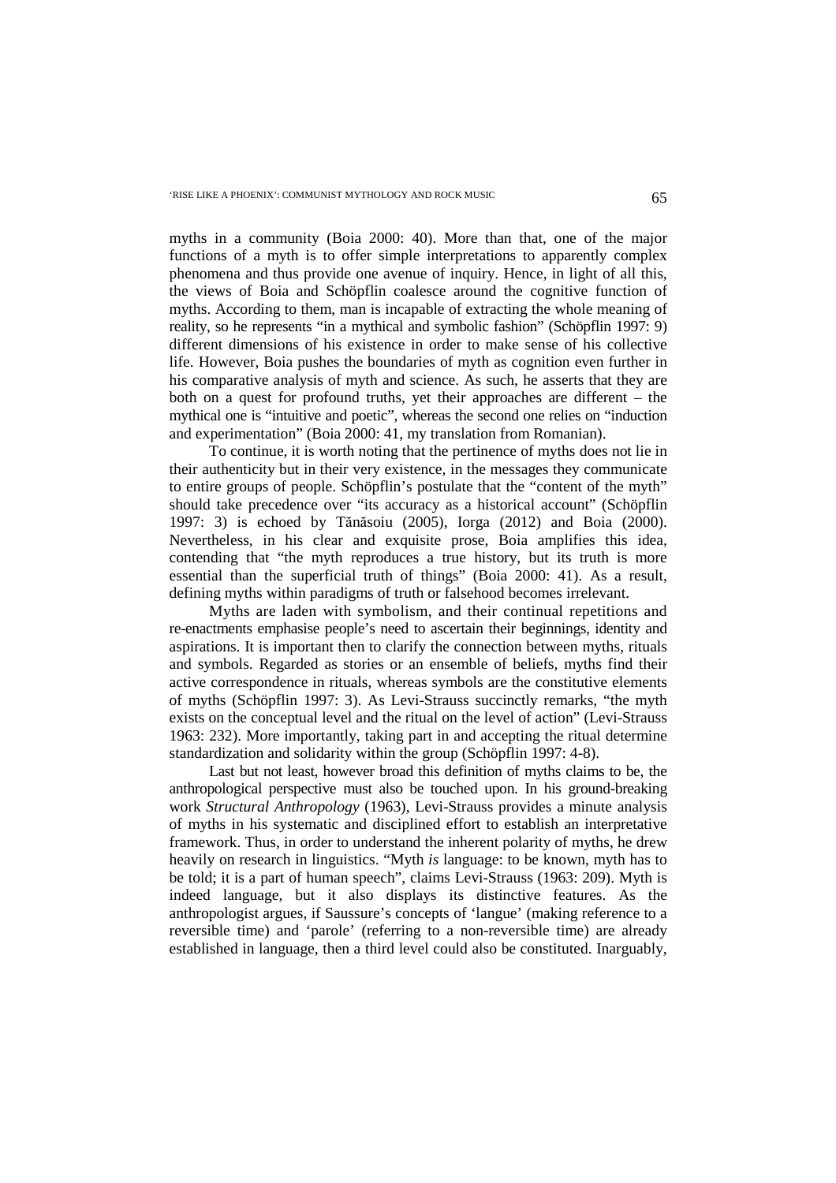myths in a community (Boia 2000: 40). More than that, one of the major functions of a myth is to offer simple interpretations to apparently complex phenomena and thus provide one avenue of inquiry. Hence, in light of all this, the views of Boia and Schöpflin coalesce around the cognitive function of myths. According to them, man is incapable of extracting the whole meaning of reality, so he represents "in a mythical and symbolic fashion" (Schöpflin 1997: 9) different dimensions of his existence in order to make sense of his collective life. However, Boia pushes the boundaries of myth as cognition even further in his comparative analysis of myth and science. As such, he asserts that they are both on a quest for profound truths, yet their approaches are different – the mythical one is "intuitive and poetic", whereas the second one relies on "induction and experimentation" (Boia 2000: 41, my translation from Romanian).

To continue, it is worth noting that the pertinence of myths does not lie in their authenticity but in their very existence, in the messages they communicate to entire groups of people. Schöpflin's postulate that the "content of the myth" should take precedence over "its accuracy as a historical account" (Schöpflin 1997: 3) is echoed by Tănăsoiu (2005), Iorga (2012) and Boia (2000). Nevertheless, in his clear and exquisite prose, Boia amplifies this idea, contending that "the myth reproduces a true history, but its truth is more essential than the superficial truth of things" (Boia 2000: 41). As a result, defining myths within paradigms of truth or falsehood becomes irrelevant.

Myths are laden with symbolism, and their continual repetitions and re-enactments emphasise people's need to ascertain their beginnings, identity and aspirations. It is important then to clarify the connection between myths, rituals and symbols. Regarded as stories or an ensemble of beliefs, myths find their active correspondence in rituals, whereas symbols are the constitutive elements of myths (Schöpflin 1997: 3). As Levi-Strauss succinctly remarks, "the myth exists on the conceptual level and the ritual on the level of action" (Levi-Strauss 1963: 232). More importantly, taking part in and accepting the ritual determine standardization and solidarity within the group (Schöpflin 1997: 4-8).

Last but not least, however broad this definition of myths claims to be, the anthropological perspective must also be touched upon. In his ground-breaking work *Structural Anthropology* (1963), Levi-Strauss provides a minute analysis of myths in his systematic and disciplined effort to establish an interpretative framework. Thus, in order to understand the inherent polarity of myths, he drew heavily on research in linguistics. "Myth *is* language: to be known, myth has to be told; it is a part of human speech", claims Levi-Strauss (1963: 209). Myth is indeed language, but it also displays its distinctive features. As the anthropologist argues, if Saussure's concepts of 'langue' (making reference to a reversible time) and 'parole' (referring to a non-reversible time) are already established in language, then a third level could also be constituted. Inarguably,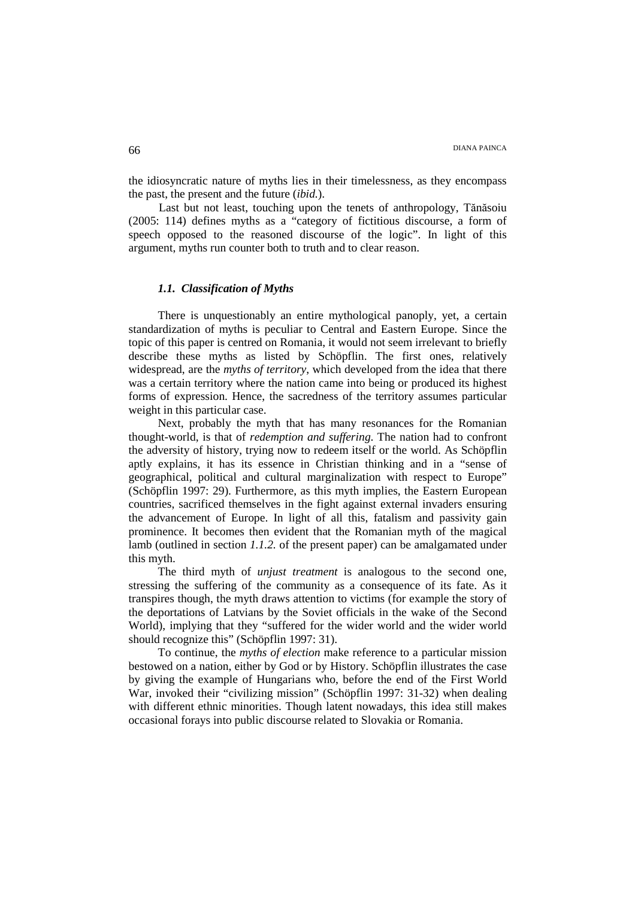the idiosyncratic nature of myths lies in their timelessness, as they encompass the past, the present and the future (*ibid.*).

Last but not least, touching upon the tenets of anthropology, Tănăsoiu (2005: 114) defines myths as a "category of fictitious discourse, a form of speech opposed to the reasoned discourse of the logic". In light of this argument, myths run counter both to truth and to clear reason.

### *1.1. Classification of Myths*

There is unquestionably an entire mythological panoply, yet, a certain standardization of myths is peculiar to Central and Eastern Europe. Since the topic of this paper is centred on Romania, it would not seem irrelevant to briefly describe these myths as listed by Schöpflin. The first ones, relatively widespread, are the *myths of territory*, which developed from the idea that there was a certain territory where the nation came into being or produced its highest forms of expression. Hence, the sacredness of the territory assumes particular weight in this particular case.

Next, probably the myth that has many resonances for the Romanian thought-world, is that of *redemption and suffering.* The nation had to confront the adversity of history, trying now to redeem itself or the world. As Schöpflin aptly explains, it has its essence in Christian thinking and in a "sense of geographical, political and cultural marginalization with respect to Europe" (Schöpflin 1997: 29). Furthermore, as this myth implies, the Eastern European countries, sacrificed themselves in the fight against external invaders ensuring the advancement of Europe. In light of all this, fatalism and passivity gain prominence. It becomes then evident that the Romanian myth of the magical lamb (outlined in section *1.1.2.* of the present paper) can be amalgamated under this myth.

The third myth of *unjust treatment* is analogous to the second one, stressing the suffering of the community as a consequence of its fate. As it transpires though, the myth draws attention to victims (for example the story of the deportations of Latvians by the Soviet officials in the wake of the Second World), implying that they "suffered for the wider world and the wider world should recognize this" (Schöpflin 1997: 31).

To continue, the *myths of election* make reference to a particular mission bestowed on a nation, either by God or by History. Schöpflin illustrates the case by giving the example of Hungarians who, before the end of the First World War, invoked their "civilizing mission" (Schöpflin 1997: 31-32) when dealing with different ethnic minorities. Though latent nowadays, this idea still makes occasional forays into public discourse related to Slovakia or Romania.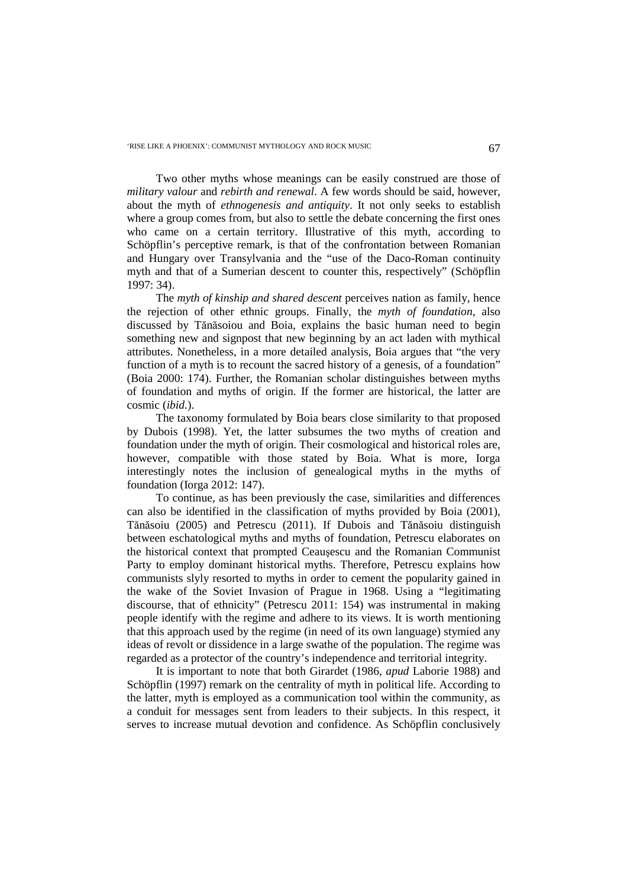Two other myths whose meanings can be easily construed are those of *military valour* and *rebirth and renewal*. A few words should be said, however, about the myth of *ethnogenesis and antiquity*. It not only seeks to establish where a group comes from, but also to settle the debate concerning the first ones who came on a certain territory. Illustrative of this myth, according to Schöpflin's perceptive remark, is that of the confrontation between Romanian and Hungary over Transylvania and the "use of the Daco-Roman continuity myth and that of a Sumerian descent to counter this, respectively" (Schöpflin 1997: 34).

The *myth of kinship and shared descent* perceives nation as family, hence the rejection of other ethnic groups. Finally, the *myth of foundation*, also discussed by Tănăsoiou and Boia, explains the basic human need to begin something new and signpost that new beginning by an act laden with mythical attributes. Nonetheless, in a more detailed analysis, Boia argues that "the very function of a myth is to recount the sacred history of a genesis, of a foundation" (Boia 2000: 174). Further, the Romanian scholar distinguishes between myths of foundation and myths of origin. If the former are historical, the latter are cosmic (*ibid.*).

The taxonomy formulated by Boia bears close similarity to that proposed by Dubois (1998). Yet, the latter subsumes the two myths of creation and foundation under the myth of origin. Their cosmological and historical roles are, however, compatible with those stated by Boia. What is more, Iorga interestingly notes the inclusion of genealogical myths in the myths of foundation (Iorga 2012: 147).

To continue, as has been previously the case, similarities and differences can also be identified in the classification of myths provided by Boia (2001), Tănăsoiu (2005) and Petrescu (2011). If Dubois and Tănăsoiu distinguish between eschatological myths and myths of foundation, Petrescu elaborates on the historical context that prompted Ceaușescu and the Romanian Communist Party to employ dominant historical myths. Therefore, Petrescu explains how communists slyly resorted to myths in order to cement the popularity gained in the wake of the Soviet Invasion of Prague in 1968. Using a "legitimating discourse, that of ethnicity" (Petrescu 2011: 154) was instrumental in making people identify with the regime and adhere to its views. It is worth mentioning that this approach used by the regime (in need of its own language) stymied any ideas of revolt or dissidence in a large swathe of the population. The regime was regarded as a protector of the country's independence and territorial integrity.

It is important to note that both Girardet (1986, *apud* Laborie 1988) and Schöpflin (1997) remark on the centrality of myth in political life. According to the latter, myth is employed as a communication tool within the community, as a conduit for messages sent from leaders to their subjects. In this respect, it serves to increase mutual devotion and confidence. As Schöpflin conclusively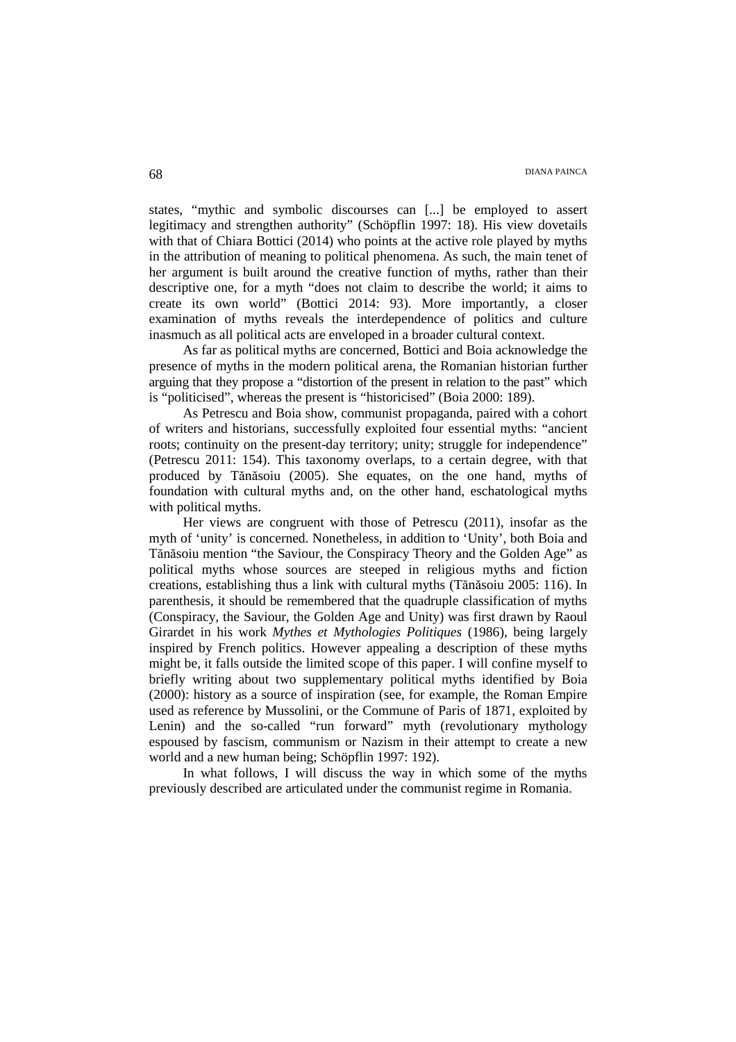states, “mythic and symbolic discourses can [...] be employed to assert legitimacy and strengthen authority” (Schöpflin 1997: 18). His view dovetails with that of Chiara Bottici (2014) who points at the active role played by myths in the attribution of meaning to political phenomena. As such, the main tenet of her argument is built around the creative function of myths, rather than their descriptive one, for a myth “does not claim to describe the world; it aims to create its own world” (Bottici 2014: 93). More importantly, a closer examination of myths reveals the interdependence of politics and culture inasmuch as all political acts are enveloped in a broader cultural context.

As far as political myths are concerned, Bottici and Boia acknowledge the presence of myths in the modern political arena, the Romanian historian further arguing that they propose a “distortion of the present in relation to the past” which is “politicised”, whereas the present is “historicised” (Boia 2000: 189).

As Petrescu and Boia show, communist propaganda, paired with a cohort of writers and historians, successfully exploited four essential myths: “ancient roots; continuity on the present-day territory; unity; struggle for independence” (Petrescu 2011: 154). This taxonomy overlaps, to a certain degree, with that produced by Tănăsoiu (2005). She equates, on the one hand, myths of foundation with cultural myths and, on the other hand, eschatological myths with political myths.

Her views are congruent with those of Petrescu (2011), insofar as the myth of ‘unity’ is concerned. Nonetheless, in addition to ‘Unity’, both Boia and Tănăsoiu mention “the Saviour, the Conspiracy Theory and the Golden Age” as political myths whose sources are steeped in religious myths and fiction creations, establishing thus a link with cultural myths (Tănăsoiu 2005: 116). In parenthesis, it should be remembered that the quadruple classification of myths (Conspiracy, the Saviour, the Golden Age and Unity) was first drawn by Raoul Girardet in his work *Mythes et Mythologies Politiques* (1986), being largely inspired by French politics. However appealing a description of these myths might be, it falls outside the limited scope of this paper. I will confine myself to briefly writing about two supplementary political myths identified by Boia (2000): history as a source of inspiration (see, for example, the Roman Empire used as reference by Mussolini, or the Commune of Paris of 1871, exploited by Lenin) and the so-called “run forward” myth (revolutionary mythology espoused by fascism, communism or Nazism in their attempt to create a new world and a new human being; Schöpflin 1997: 192).

In what follows, I will discuss the way in which some of the myths previously described are articulated under the communist regime in Romania.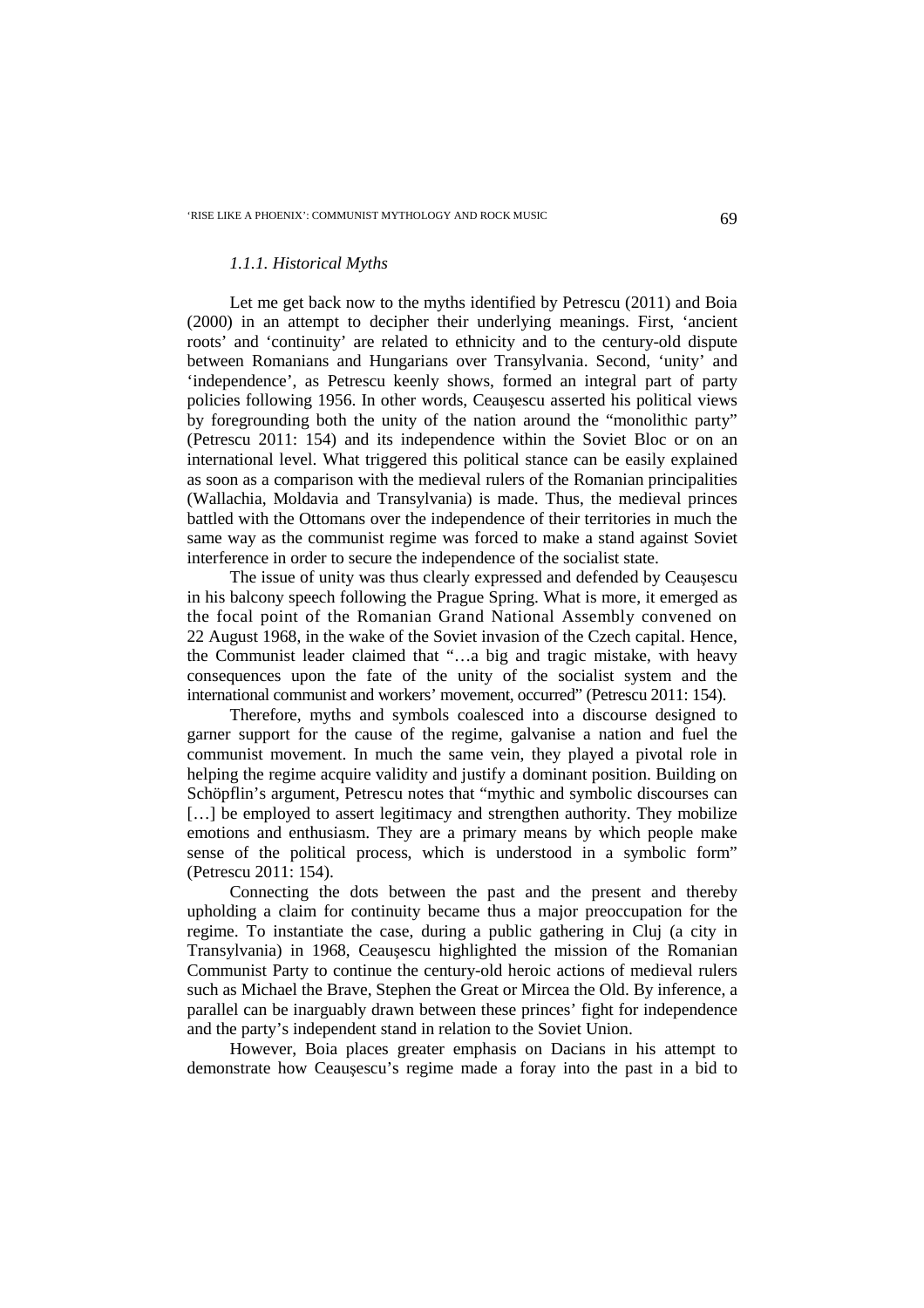#### *1.1.1. Historical Myths*

Let me get back now to the myths identified by Petrescu (2011) and Boia (2000) in an attempt to decipher their underlying meanings. First, 'ancient roots' and 'continuity' are related to ethnicity and to the century-old dispute between Romanians and Hungarians over Transylvania. Second, 'unity' and 'independence', as Petrescu keenly shows, formed an integral part of party policies following 1956. In other words, Ceauşescu asserted his political views by foregrounding both the unity of the nation around the "monolithic party" (Petrescu 2011: 154) and its independence within the Soviet Bloc or on an international level. What triggered this political stance can be easily explained as soon as a comparison with the medieval rulers of the Romanian principalities (Wallachia, Moldavia and Transylvania) is made. Thus, the medieval princes battled with the Ottomans over the independence of their territories in much the same way as the communist regime was forced to make a stand against Soviet interference in order to secure the independence of the socialist state.

The issue of unity was thus clearly expressed and defended by Ceauşescu in his balcony speech following the Prague Spring. What is more, it emerged as the focal point of the Romanian Grand National Assembly convened on 22 August 1968, in the wake of the Soviet invasion of the Czech capital. Hence, the Communist leader claimed that "…a big and tragic mistake, with heavy consequences upon the fate of the unity of the socialist system and the international communist and workers' movement, occurred" (Petrescu 2011: 154).

Therefore, myths and symbols coalesced into a discourse designed to garner support for the cause of the regime, galvanise a nation and fuel the communist movement. In much the same vein, they played a pivotal role in helping the regime acquire validity and justify a dominant position. Building on Schöpflin's argument, Petrescu notes that "mythic and symbolic discourses can […] be employed to assert legitimacy and strengthen authority. They mobilize emotions and enthusiasm. They are a primary means by which people make sense of the political process, which is understood in a symbolic form" (Petrescu 2011: 154).

Connecting the dots between the past and the present and thereby upholding a claim for continuity became thus a major preoccupation for the regime. To instantiate the case, during a public gathering in Cluj (a city in Transylvania) in 1968, Ceauşescu highlighted the mission of the Romanian Communist Party to continue the century-old heroic actions of medieval rulers such as Michael the Brave, Stephen the Great or Mircea the Old. By inference, a parallel can be inarguably drawn between these princes' fight for independence and the party's independent stand in relation to the Soviet Union.

However, Boia places greater emphasis on Dacians in his attempt to demonstrate how Ceauşescu's regime made a foray into the past in a bid to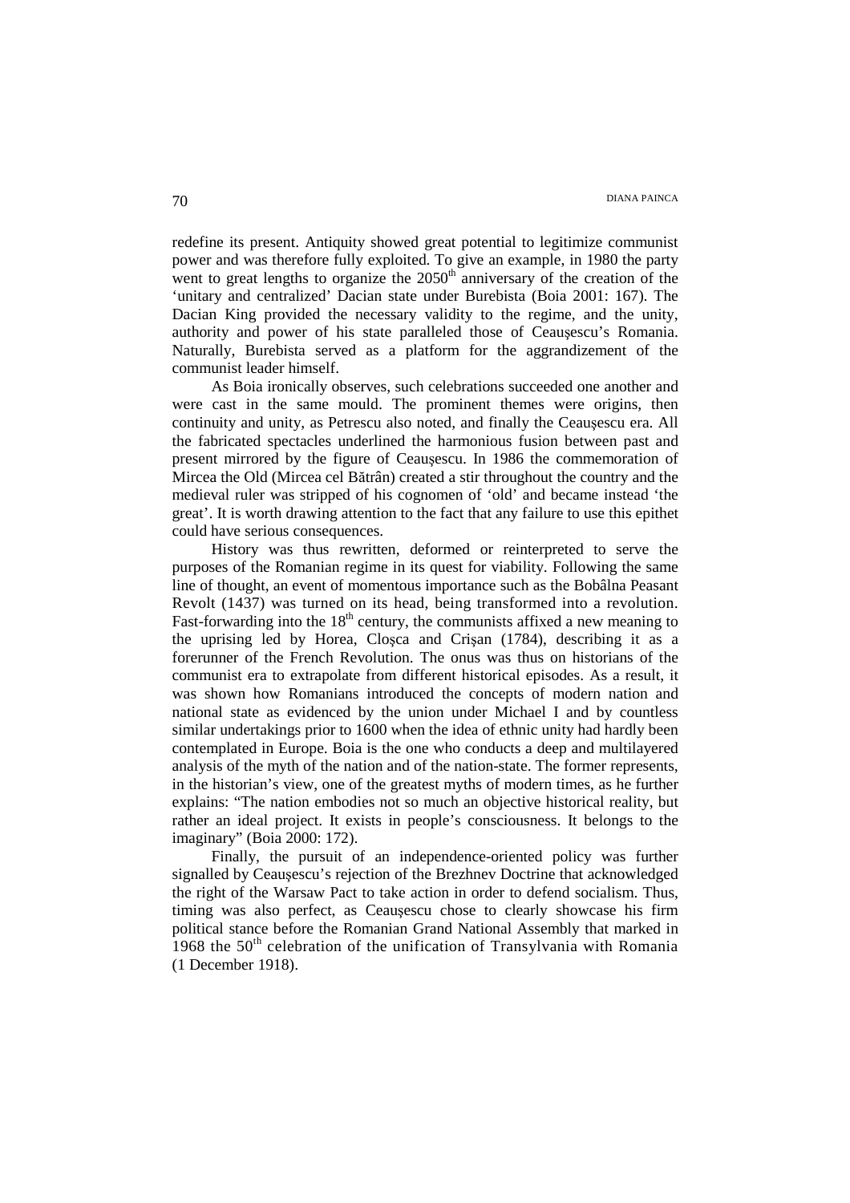redefine its present. Antiquity showed great potential to legitimize communist power and was therefore fully exploited. To give an example, in 1980 the party went to great lengths to organize the 2050th anniversary of the creation of the 'unitary and centralized' Dacian state under Burebista (Boia 2001: 167). The Dacian King provided the necessary validity to the regime, and the unity, authority and power of his state paralleled those of Ceaușescu's Romania. Naturally, Burebista served as a platform for the aggrandizement of the communist leader himself.

As Boia ironically observes, such celebrations succeeded one another and were cast in the same mould. The prominent themes were origins, then continuity and unity, as Petrescu also noted, and finally the Ceaușescu era. All the fabricated spectacles underlined the harmonious fusion between past and present mirrored by the figure of Ceaușescu. In 1986 the commemoration of Mircea the Old (Mircea cel Bătrân) created a stir throughout the country and the medieval ruler was stripped of his cognomen of 'old' and became instead 'the great'. It is worth drawing attention to the fact that any failure to use this epithet could have serious consequences.

History was thus rewritten, deformed or reinterpreted to serve the purposes of the Romanian regime in its quest for viability. Following the same line of thought, an event of momentous importance such as the Bobâlna Peasant Revolt (1437) was turned on its head, being transformed into a revolution. Fast-forwarding into the 18th century, the communists affixed a new meaning to the uprising led by Horea, Cloșca and Crișan (1784), describing it as a forerunner of the French Revolution. The onus was thus on historians of the communist era to extrapolate from different historical episodes. As a result, it was shown how Romanians introduced the concepts of modern nation and national state as evidenced by the union under Michael I and by countless similar undertakings prior to 1600 when the idea of ethnic unity had hardly been contemplated in Europe. Boia is the one who conducts a deep and multilayered analysis of the myth of the nation and of the nation-state. The former represents, in the historian's view, one of the greatest myths of modern times, as he further explains: "The nation embodies not so much an objective historical reality, but rather an ideal project. It exists in people's consciousness. It belongs to the imaginary" (Boia 2000: 172).

Finally, the pursuit of an independence-oriented policy was further signalled by Ceaușescu's rejection of the Brezhnev Doctrine that acknowledged the right of the Warsaw Pact to take action in order to defend socialism. Thus, timing was also perfect, as Ceaușescu chose to clearly showcase his firm political stance before the Romanian Grand National Assembly that marked in 1968 the 50th celebration of the unification of Transylvania with Romania (1 December 1918).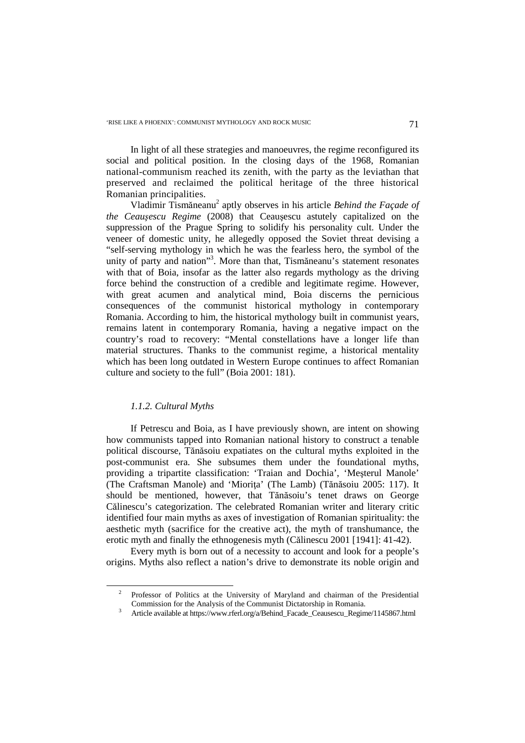In light of all these strategies and manoeuvres, the regime reconfigured its social and political position. In the closing days of the 1968, Romanian national-communism reached its zenith, with the party as the leviathan that preserved and reclaimed the political heritage of the three historical Romanian principalities.

Vladimir Tismăneanu[2] aptly observes in his article *Behind the Façade of the Ceaușescu Regime* (2008) that Ceaușescu astutely capitalized on the suppression of the Prague Spring to solidify his personality cult. Under the veneer of domestic unity, he allegedly opposed the Soviet threat devising a "self-serving mythology in which he was the fearless hero, the symbol of the unity of party and nation"[3]. More than that, Tismăneanu's statement resonates with that of Boia, insofar as the latter also regards mythology as the driving force behind the construction of a credible and legitimate regime. However, with great acumen and analytical mind, Boia discerns the pernicious consequences of the communist historical mythology in contemporary Romania. According to him, the historical mythology built in communist years, remains latent in contemporary Romania, having a negative impact on the country's road to recovery: "Mental constellations have a longer life than material structures. Thanks to the communist regime, a historical mentality which has been long outdated in Western Europe continues to affect Romanian culture and society to the full" (Boia 2001: 181).

### *1.1.2. Cultural Myths*

If Petrescu and Boia, as I have previously shown, are intent on showing how communists tapped into Romanian national history to construct a tenable political discourse, Tănăsoiu expatiates on the cultural myths exploited in the post-communist era. She subsumes them under the foundational myths, providing a tripartite classification: 'Traian and Dochia', 'Meșterul Manole' (The Craftsman Manole) and 'Miorița' (The Lamb) (Tănăsoiu 2005: 117). It should be mentioned, however, that Tănăsoiu's tenet draws on George Călinescu's categorization. The celebrated Romanian writer and literary critic identified four main myths as axes of investigation of Romanian spirituality: the aesthetic myth (sacrifice for the creative act), the myth of transhumance, the erotic myth and finally the ethnogenesis myth (Călinescu 2001 [1941]: 41-42).

Every myth is born out of a necessity to account and look for a people's origins. Myths also reflect a nation's drive to demonstrate its noble origin and

---

[2] Professor of Politics at the University of Maryland and chairman of the Presidential Commission for the Analysis of the Communist Dictatorship in Romania.

[3] Article available at https://www.rferl.org/a/Behind_Facade_Ceausescu_Regime/1145867.html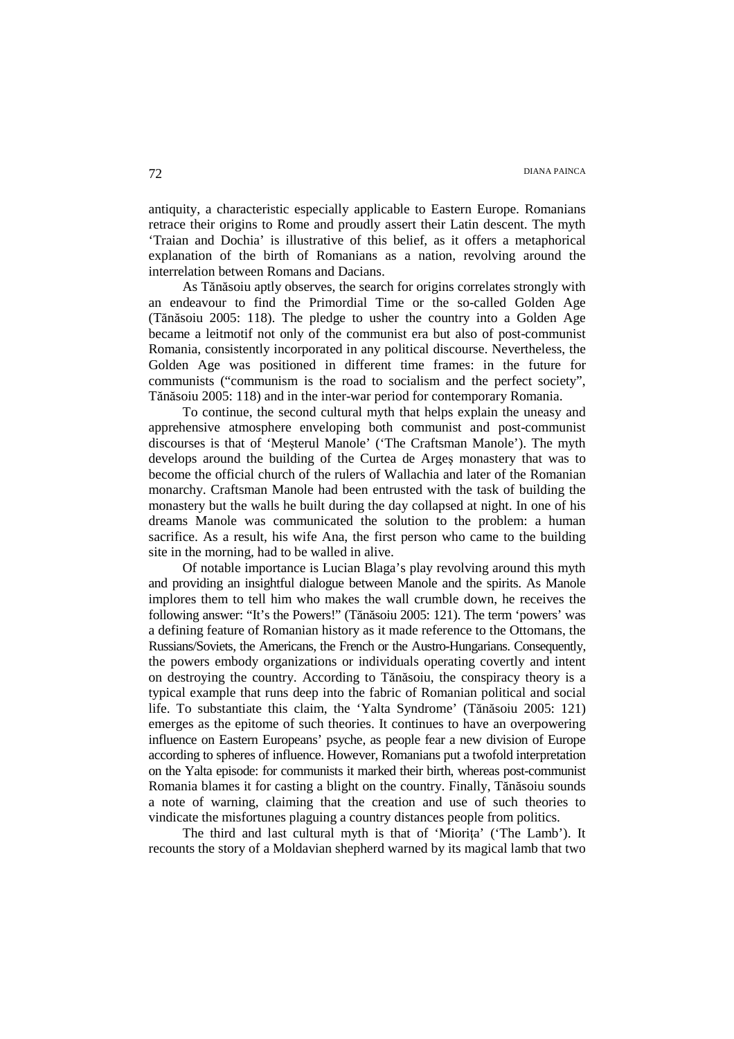antiquity, a characteristic especially applicable to Eastern Europe. Romanians retrace their origins to Rome and proudly assert their Latin descent. The myth 'Traian and Dochia' is illustrative of this belief, as it offers a metaphorical explanation of the birth of Romanians as a nation, revolving around the interrelation between Romans and Dacians.

As Tănăsoiu aptly observes, the search for origins correlates strongly with an endeavour to find the Primordial Time or the so-called Golden Age (Tănăsoiu 2005: 118). The pledge to usher the country into a Golden Age became a leitmotif not only of the communist era but also of post-communist Romania, consistently incorporated in any political discourse. Nevertheless, the Golden Age was positioned in different time frames: in the future for communists ("communism is the road to socialism and the perfect society", Tănăsoiu 2005: 118) and in the inter-war period for contemporary Romania.

To continue, the second cultural myth that helps explain the uneasy and apprehensive atmosphere enveloping both communist and post-communist discourses is that of 'Meşterul Manole' ('The Craftsman Manole'). The myth develops around the building of the Curtea de Argeş monastery that was to become the official church of the rulers of Wallachia and later of the Romanian monarchy. Craftsman Manole had been entrusted with the task of building the monastery but the walls he built during the day collapsed at night. In one of his dreams Manole was communicated the solution to the problem: a human sacrifice. As a result, his wife Ana, the first person who came to the building site in the morning, had to be walled in alive.

Of notable importance is Lucian Blaga's play revolving around this myth and providing an insightful dialogue between Manole and the spirits. As Manole implores them to tell him who makes the wall crumble down, he receives the following answer: "It's the Powers!" (Tănăsoiu 2005: 121). The term 'powers' was a defining feature of Romanian history as it made reference to the Ottomans, the Russians/Soviets, the Americans, the French or the Austro-Hungarians. Consequently, the powers embody organizations or individuals operating covertly and intent on destroying the country. According to Tănăsoiu, the conspiracy theory is a typical example that runs deep into the fabric of Romanian political and social life. To substantiate this claim, the 'Yalta Syndrome' (Tănăsoiu 2005: 121) emerges as the epitome of such theories. It continues to have an overpowering influence on Eastern Europeans' psyche, as people fear a new division of Europe according to spheres of influence. However, Romanians put a twofold interpretation on the Yalta episode: for communists it marked their birth, whereas post-communist Romania blames it for casting a blight on the country. Finally, Tănăsoiu sounds a note of warning, claiming that the creation and use of such theories to vindicate the misfortunes plaguing a country distances people from politics.

The third and last cultural myth is that of 'Mioriţa' ('The Lamb'). It recounts the story of a Moldavian shepherd warned by its magical lamb that two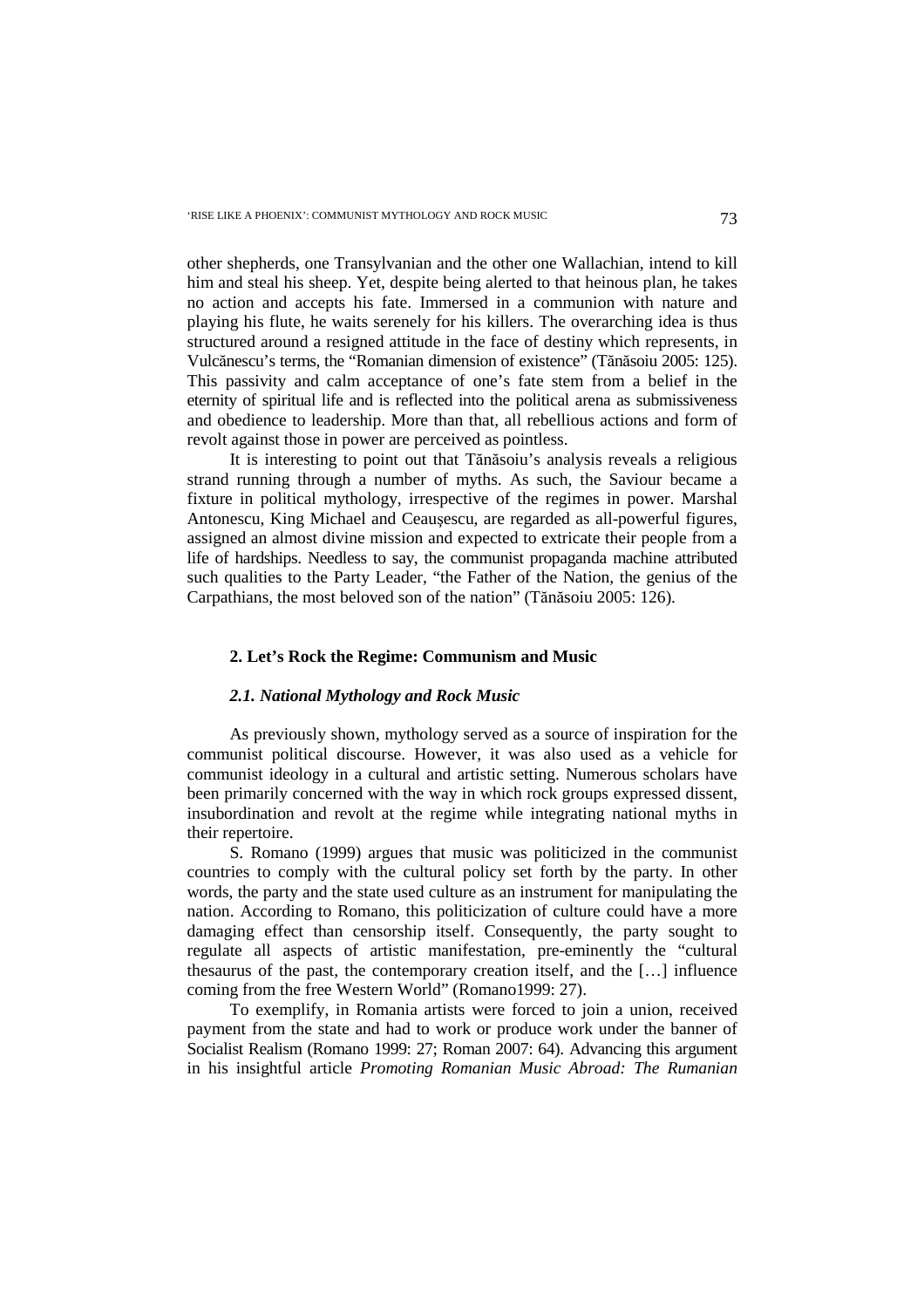other shepherds, one Transylvanian and the other one Wallachian, intend to kill him and steal his sheep. Yet, despite being alerted to that heinous plan, he takes no action and accepts his fate. Immersed in a communion with nature and playing his flute, he waits serenely for his killers. The overarching idea is thus structured around a resigned attitude in the face of destiny which represents, in Vulcănescu's terms, the "Romanian dimension of existence" (Tănăsoiu 2005: 125). This passivity and calm acceptance of one's fate stem from a belief in the eternity of spiritual life and is reflected into the political arena as submissiveness and obedience to leadership. More than that, all rebellious actions and form of revolt against those in power are perceived as pointless.

It is interesting to point out that Tănăsoiu's analysis reveals a religious strand running through a number of myths. As such, the Saviour became a fixture in political mythology, irrespective of the regimes in power. Marshal Antonescu, King Michael and Ceaușescu, are regarded as all-powerful figures, assigned an almost divine mission and expected to extricate their people from a life of hardships. Needless to say, the communist propaganda machine attributed such qualities to the Party Leader, "the Father of the Nation, the genius of the Carpathians, the most beloved son of the nation" (Tănăsoiu 2005: 126).

## 2. Let's Rock the Regime: Communism and Music

### *2.1. National Mythology and Rock Music*

As previously shown, mythology served as a source of inspiration for the communist political discourse. However, it was also used as a vehicle for communist ideology in a cultural and artistic setting. Numerous scholars have been primarily concerned with the way in which rock groups expressed dissent, insubordination and revolt at the regime while integrating national myths in their repertoire.

S. Romano (1999) argues that music was politicized in the communist countries to comply with the cultural policy set forth by the party. In other words, the party and the state used culture as an instrument for manipulating the nation. According to Romano, this politicization of culture could have a more damaging effect than censorship itself. Consequently, the party sought to regulate all aspects of artistic manifestation, pre-eminently the "cultural thesaurus of the past, the contemporary creation itself, and the […] influence coming from the free Western World" (Romano1999: 27).

To exemplify, in Romania artists were forced to join a union, received payment from the state and had to work or produce work under the banner of Socialist Realism (Romano 1999: 27; Roman 2007: 64). Advancing this argument in his insightful article *Promoting Romanian Music Abroad: The Rumanian*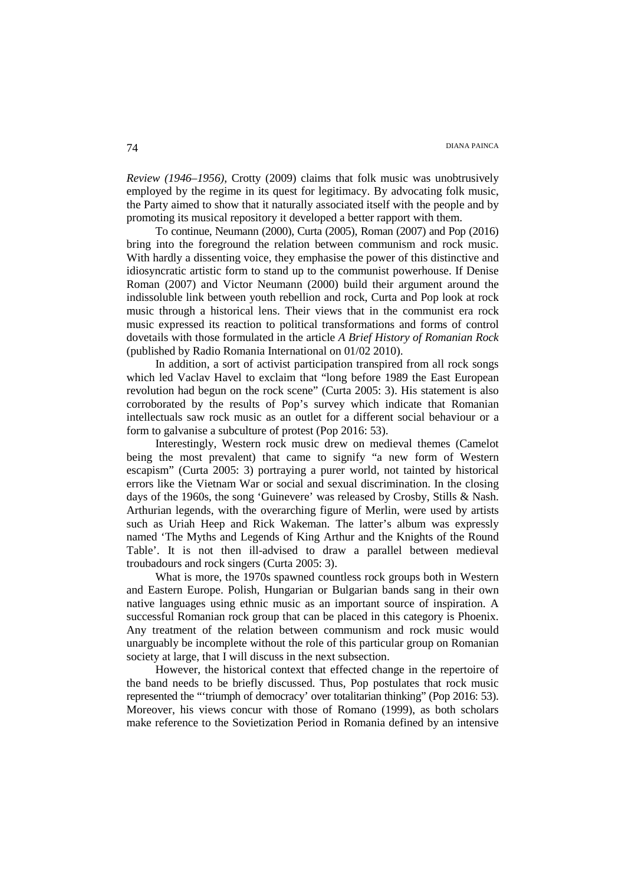*Review (1946–1956)*, Crotty (2009) claims that folk music was unobtrusively employed by the regime in its quest for legitimacy. By advocating folk music, the Party aimed to show that it naturally associated itself with the people and by promoting its musical repository it developed a better rapport with them.

To continue, Neumann (2000), Curta (2005), Roman (2007) and Pop (2016) bring into the foreground the relation between communism and rock music. With hardly a dissenting voice, they emphasise the power of this distinctive and idiosyncratic artistic form to stand up to the communist powerhouse. If Denise Roman (2007) and Victor Neumann (2000) build their argument around the indissoluble link between youth rebellion and rock, Curta and Pop look at rock music through a historical lens. Their views that in the communist era rock music expressed its reaction to political transformations and forms of control dovetails with those formulated in the article *A Brief History of Romanian Rock* (published by Radio Romania International on 01/02 2010).

In addition, a sort of activist participation transpired from all rock songs which led Vaclav Havel to exclaim that "long before 1989 the East European revolution had begun on the rock scene" (Curta 2005: 3). His statement is also corroborated by the results of Pop's survey which indicate that Romanian intellectuals saw rock music as an outlet for a different social behaviour or a form to galvanise a subculture of protest (Pop 2016: 53).

Interestingly, Western rock music drew on medieval themes (Camelot being the most prevalent) that came to signify "a new form of Western escapism" (Curta 2005: 3) portraying a purer world, not tainted by historical errors like the Vietnam War or social and sexual discrimination. In the closing days of the 1960s, the song 'Guinevere' was released by Crosby, Stills & Nash. Arthurian legends, with the overarching figure of Merlin, were used by artists such as Uriah Heep and Rick Wakeman. The latter's album was expressly named 'The Myths and Legends of King Arthur and the Knights of the Round Table'. It is not then ill-advised to draw a parallel between medieval troubadours and rock singers (Curta 2005: 3).

What is more, the 1970s spawned countless rock groups both in Western and Eastern Europe. Polish, Hungarian or Bulgarian bands sang in their own native languages using ethnic music as an important source of inspiration. A successful Romanian rock group that can be placed in this category is Phoenix. Any treatment of the relation between communism and rock music would unarguably be incomplete without the role of this particular group on Romanian society at large, that I will discuss in the next subsection.

However, the historical context that effected change in the repertoire of the band needs to be briefly discussed. Thus, Pop postulates that rock music represented the "'triumph of democracy' over totalitarian thinking" (Pop 2016: 53). Moreover, his views concur with those of Romano (1999), as both scholars make reference to the Sovietization Period in Romania defined by an intensive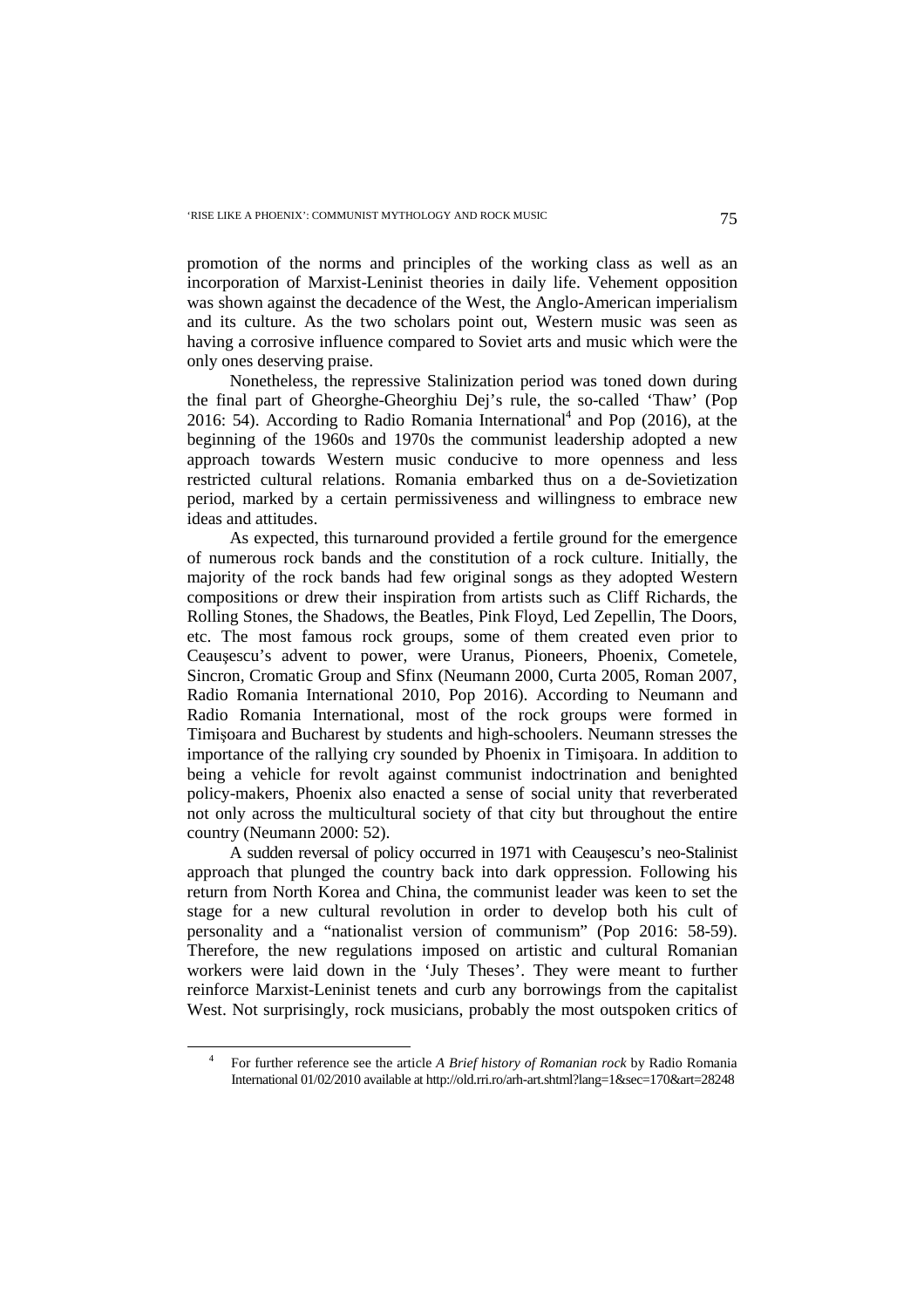promotion of the norms and principles of the working class as well as an incorporation of Marxist-Leninist theories in daily life. Vehement opposition was shown against the decadence of the West, the Anglo-American imperialism and its culture. As the two scholars point out, Western music was seen as having a corrosive influence compared to Soviet arts and music which were the only ones deserving praise.

Nonetheless, the repressive Stalinization period was toned down during the final part of Gheorghe-Gheorghiu Dej's rule, the so-called 'Thaw' (Pop 2016: 54). According to Radio Romania International[4] and Pop (2016), at the beginning of the 1960s and 1970s the communist leadership adopted a new approach towards Western music conducive to more openness and less restricted cultural relations. Romania embarked thus on a de-Sovietization period, marked by a certain permissiveness and willingness to embrace new ideas and attitudes.

As expected, this turnaround provided a fertile ground for the emergence of numerous rock bands and the constitution of a rock culture. Initially, the majority of the rock bands had few original songs as they adopted Western compositions or drew their inspiration from artists such as Cliff Richards, the Rolling Stones, the Shadows, the Beatles, Pink Floyd, Led Zepellin, The Doors, etc. The most famous rock groups, some of them created even prior to Ceauşescu's advent to power, were Uranus, Pioneers, Phoenix, Cometele, Sincron, Cromatic Group and Sfinx (Neumann 2000, Curta 2005, Roman 2007, Radio Romania International 2010, Pop 2016). According to Neumann and Radio Romania International, most of the rock groups were formed in Timişoara and Bucharest by students and high-schoolers. Neumann stresses the importance of the rallying cry sounded by Phoenix in Timişoara. In addition to being a vehicle for revolt against communist indoctrination and benighted policy-makers, Phoenix also enacted a sense of social unity that reverberated not only across the multicultural society of that city but throughout the entire country (Neumann 2000: 52).

A sudden reversal of policy occurred in 1971 with Ceauşescu's neo-Stalinist approach that plunged the country back into dark oppression. Following his return from North Korea and China, the communist leader was keen to set the stage for a new cultural revolution in order to develop both his cult of personality and a "nationalist version of communism" (Pop 2016: 58-59). Therefore, the new regulations imposed on artistic and cultural Romanian workers were laid down in the 'July Theses'. They were meant to further reinforce Marxist-Leninist tenets and curb any borrowings from the capitalist West. Not surprisingly, rock musicians, probably the most outspoken critics of

[4] For further reference see the article *A Brief history of Romanian rock* by Radio Romania International 01/02/2010 available at http://old.rri.ro/arh-art.shtml?lang=1&sec=170&art=28248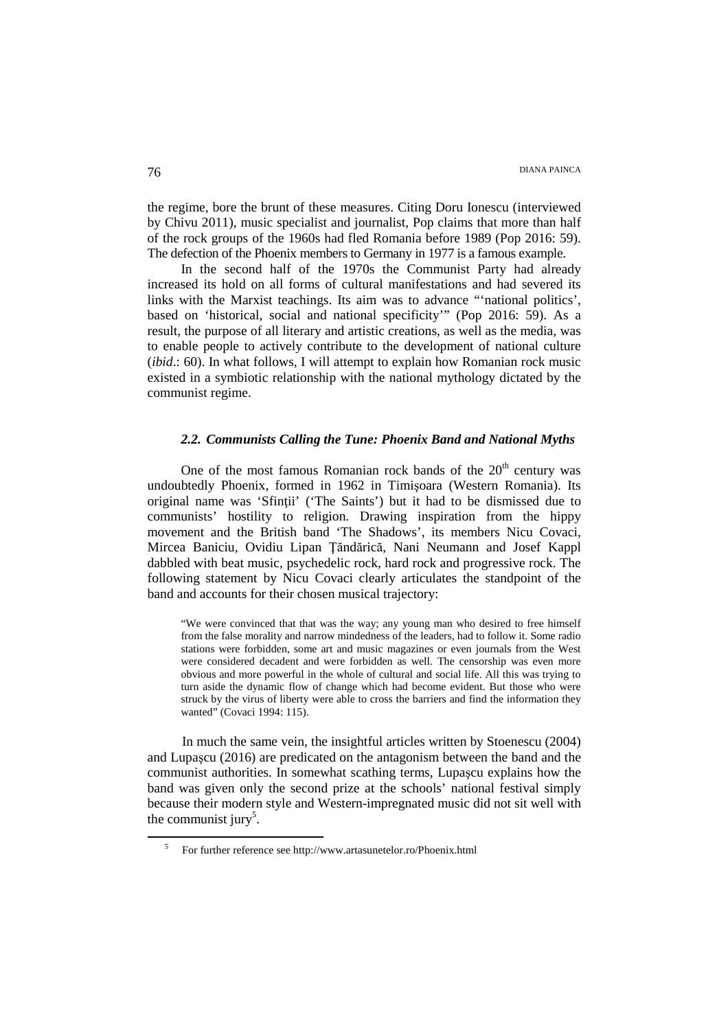the regime, bore the brunt of these measures. Citing Doru Ionescu (interviewed by Chivu 2011), music specialist and journalist, Pop claims that more than half of the rock groups of the 1960s had fled Romania before 1989 (Pop 2016: 59). The defection of the Phoenix members to Germany in 1977 is a famous example.

In the second half of the 1970s the Communist Party had already increased its hold on all forms of cultural manifestations and had severed its links with the Marxist teachings. Its aim was to advance "'national politics', based on 'historical, social and national specificity'" (Pop 2016: 59). As a result, the purpose of all literary and artistic creations, as well as the media, was to enable people to actively contribute to the development of national culture (*ibid*.: 60). In what follows, I will attempt to explain how Romanian rock music existed in a symbiotic relationship with the national mythology dictated by the communist regime.

### *2.2. Communists Calling the Tune: Phoenix Band and National Myths*

One of the most famous Romanian rock bands of the 20th century was undoubtedly Phoenix, formed in 1962 in Timișoara (Western Romania). Its original name was 'Sfinții' ('The Saints') but it had to be dismissed due to communists' hostility to religion. Drawing inspiration from the hippy movement and the British band 'The Shadows', its members Nicu Covaci, Mircea Baniciu, Ovidiu Lipan Țăndărică, Nani Neumann and Josef Kappl dabbled with beat music, psychedelic rock, hard rock and progressive rock. The following statement by Nicu Covaci clearly articulates the standpoint of the band and accounts for their chosen musical trajectory:

> "We were convinced that that was the way; any young man who desired to free himself from the false morality and narrow mindedness of the leaders, had to follow it. Some radio stations were forbidden, some art and music magazines or even journals from the West were considered decadent and were forbidden as well. The censorship was even more obvious and more powerful in the whole of cultural and social life. All this was trying to turn aside the dynamic flow of change which had become evident. But those who were struck by the virus of liberty were able to cross the barriers and find the information they wanted" (Covaci 1994: 115).

In much the same vein, the insightful articles written by Stoenescu (2004) and Lupașcu (2016) are predicated on the antagonism between the band and the communist authorities. In somewhat scathing terms, Lupașcu explains how the band was given only the second prize at the schools' national festival simply because their modern style and Western-impregnated music did not sit well with the communist jury[5].

[5] For further reference see http://www.artasunetelor.ro/Phoenix.html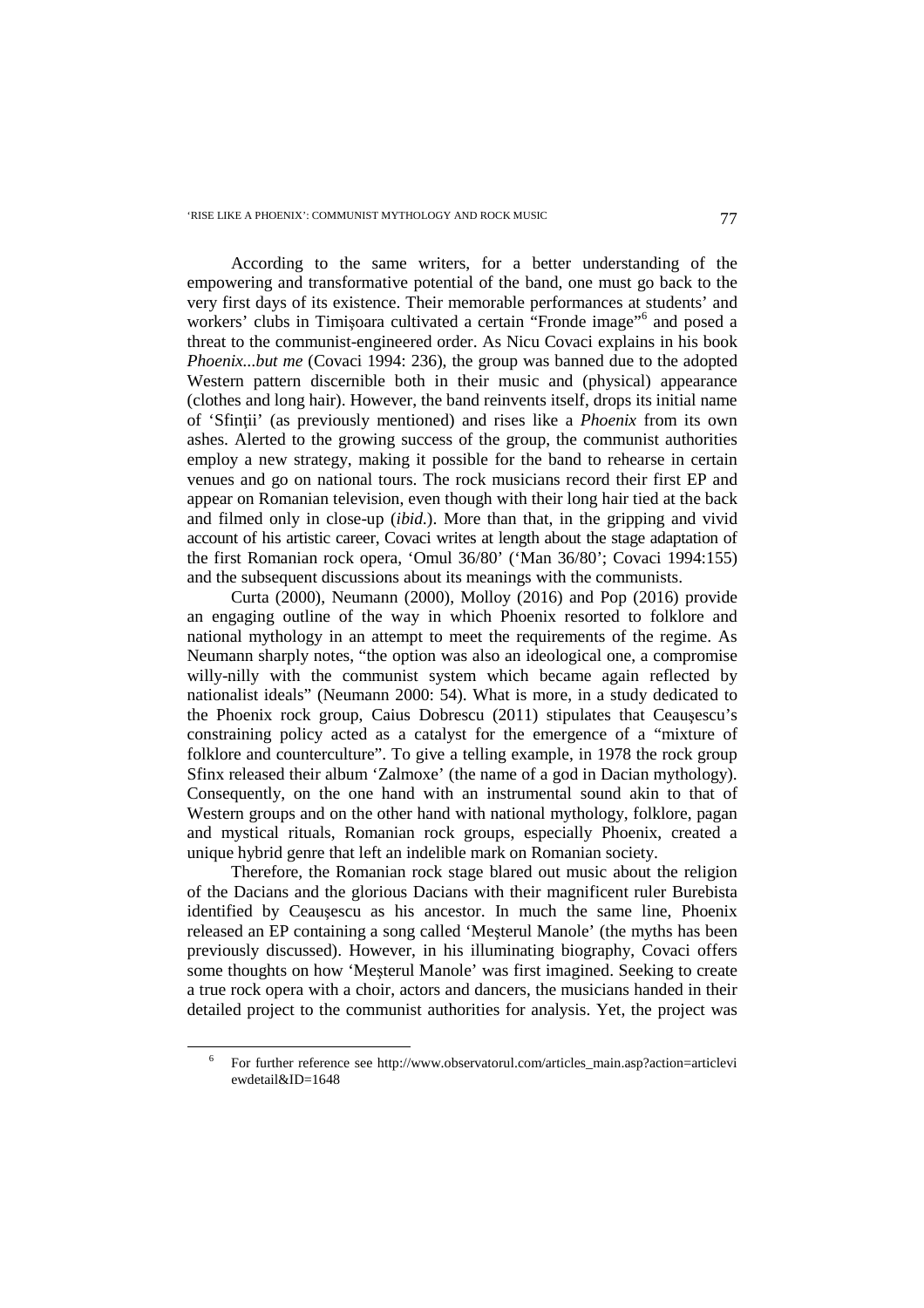According to the same writers, for a better understanding of the empowering and transformative potential of the band, one must go back to the very first days of its existence. Their memorable performances at students' and workers' clubs in Timişoara cultivated a certain "Fronde image"[6] and posed a threat to the communist-engineered order. As Nicu Covaci explains in his book *Phoenix...but me* (Covaci 1994: 236), the group was banned due to the adopted Western pattern discernible both in their music and (physical) appearance (clothes and long hair). However, the band reinvents itself, drops its initial name of 'Sfinţii' (as previously mentioned) and rises like a *Phoenix* from its own ashes. Alerted to the growing success of the group, the communist authorities employ a new strategy, making it possible for the band to rehearse in certain venues and go on national tours. The rock musicians record their first EP and appear on Romanian television, even though with their long hair tied at the back and filmed only in close-up (*ibid.*). More than that, in the gripping and vivid account of his artistic career, Covaci writes at length about the stage adaptation of the first Romanian rock opera, 'Omul 36/80' ('Man 36/80'; Covaci 1994:155) and the subsequent discussions about its meanings with the communists.

Curta (2000), Neumann (2000), Molloy (2016) and Pop (2016) provide an engaging outline of the way in which Phoenix resorted to folklore and national mythology in an attempt to meet the requirements of the regime. As Neumann sharply notes, "the option was also an ideological one, a compromise willy-nilly with the communist system which became again reflected by nationalist ideals" (Neumann 2000: 54). What is more, in a study dedicated to the Phoenix rock group, Caius Dobrescu (2011) stipulates that Ceauşescu's constraining policy acted as a catalyst for the emergence of a "mixture of folklore and counterculture". To give a telling example, in 1978 the rock group Sfinx released their album 'Zalmoxe' (the name of a god in Dacian mythology). Consequently, on the one hand with an instrumental sound akin to that of Western groups and on the other hand with national mythology, folklore, pagan and mystical rituals, Romanian rock groups, especially Phoenix, created a unique hybrid genre that left an indelible mark on Romanian society.

Therefore, the Romanian rock stage blared out music about the religion of the Dacians and the glorious Dacians with their magnificent ruler Burebista identified by Ceauşescu as his ancestor. In much the same line, Phoenix released an EP containing a song called 'Meşterul Manole' (the myths has been previously discussed). However, in his illuminating biography, Covaci offers some thoughts on how 'Meşterul Manole' was first imagined. Seeking to create a true rock opera with a choir, actors and dancers, the musicians handed in their detailed project to the communist authorities for analysis. Yet, the project was

[6] For further reference see http://www.observatorul.com/articles_main.asp?action=articleviewdetail&ID=1648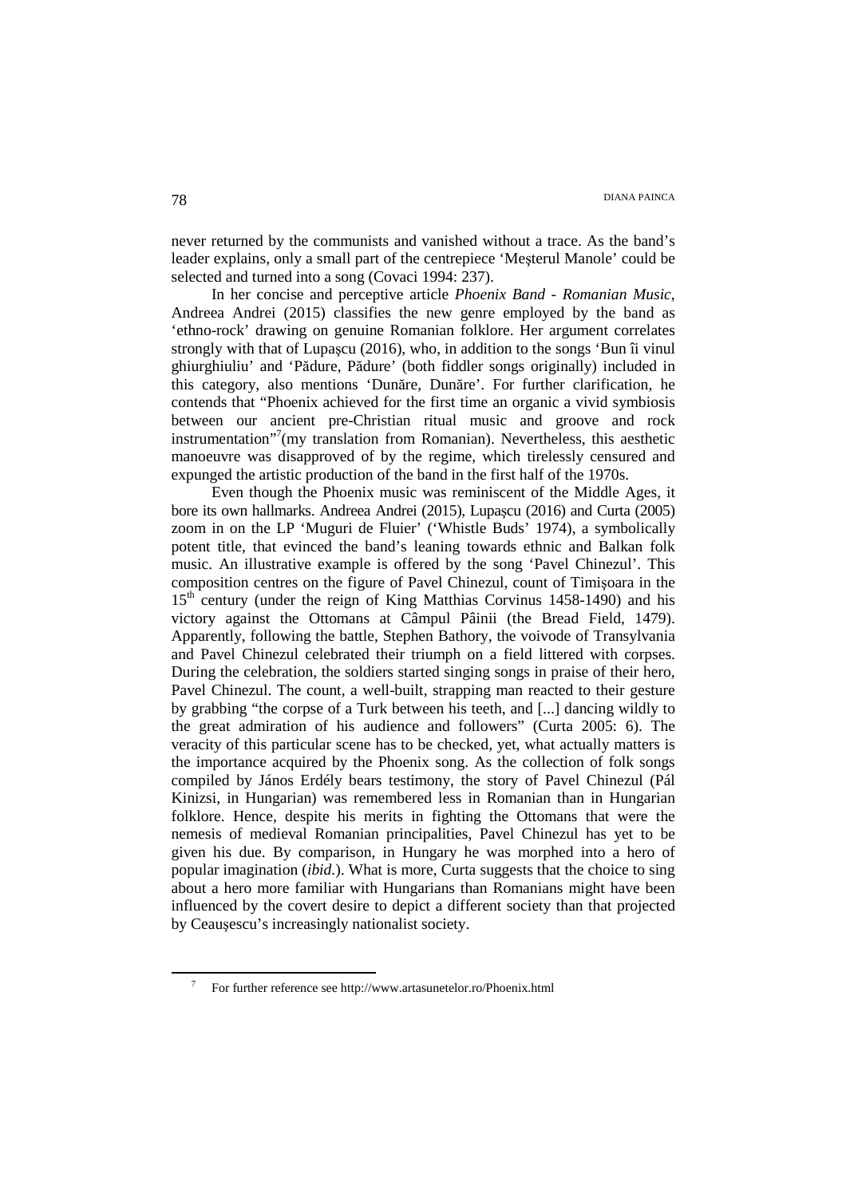never returned by the communists and vanished without a trace. As the band's leader explains, only a small part of the centrepiece 'Meşterul Manole' could be selected and turned into a song (Covaci 1994: 237).

In her concise and perceptive article *Phoenix Band - Romanian Music*, Andreea Andrei (2015) classifies the new genre employed by the band as 'ethno-rock' drawing on genuine Romanian folklore. Her argument correlates strongly with that of Lupaşcu (2016), who, in addition to the songs 'Bun îi vinul ghiurghiuliu' and 'Pădure, Pădure' (both fiddler songs originally) included in this category, also mentions 'Dunăre, Dunăre'. For further clarification, he contends that "Phoenix achieved for the first time an organic a vivid symbiosis between our ancient pre-Christian ritual music and groove and rock instrumentation"[7](my translation from Romanian). Nevertheless, this aesthetic manoeuvre was disapproved of by the regime, which tirelessly censured and expunged the artistic production of the band in the first half of the 1970s.

Even though the Phoenix music was reminiscent of the Middle Ages, it bore its own hallmarks. Andreea Andrei (2015), Lupaşcu (2016) and Curta (2005) zoom in on the LP 'Muguri de Fluier' ('Whistle Buds' 1974), a symbolically potent title, that evinced the band's leaning towards ethnic and Balkan folk music. An illustrative example is offered by the song 'Pavel Chinezul'. This composition centres on the figure of Pavel Chinezul, count of Timişoara in the 15[th] century (under the reign of King Matthias Corvinus 1458-1490) and his victory against the Ottomans at Câmpul Pâinii (the Bread Field, 1479). Apparently, following the battle, Stephen Bathory, the voivode of Transylvania and Pavel Chinezul celebrated their triumph on a field littered with corpses. During the celebration, the soldiers started singing songs in praise of their hero, Pavel Chinezul. The count, a well-built, strapping man reacted to their gesture by grabbing "the corpse of a Turk between his teeth, and [...] dancing wildly to the great admiration of his audience and followers" (Curta 2005: 6). The veracity of this particular scene has to be checked, yet, what actually matters is the importance acquired by the Phoenix song. As the collection of folk songs compiled by János Erdély bears testimony, the story of Pavel Chinezul (Pál Kinizsi, in Hungarian) was remembered less in Romanian than in Hungarian folklore. Hence, despite his merits in fighting the Ottomans that were the nemesis of medieval Romanian principalities, Pavel Chinezul has yet to be given his due. By comparison, in Hungary he was morphed into a hero of popular imagination (*ibid.*). What is more, Curta suggests that the choice to sing about a hero more familiar with Hungarians than Romanians might have been influenced by the covert desire to depict a different society than that projected by Ceauşescu's increasingly nationalist society.

[7] For further reference see http://www.artasunetelor.ro/Phoenix.html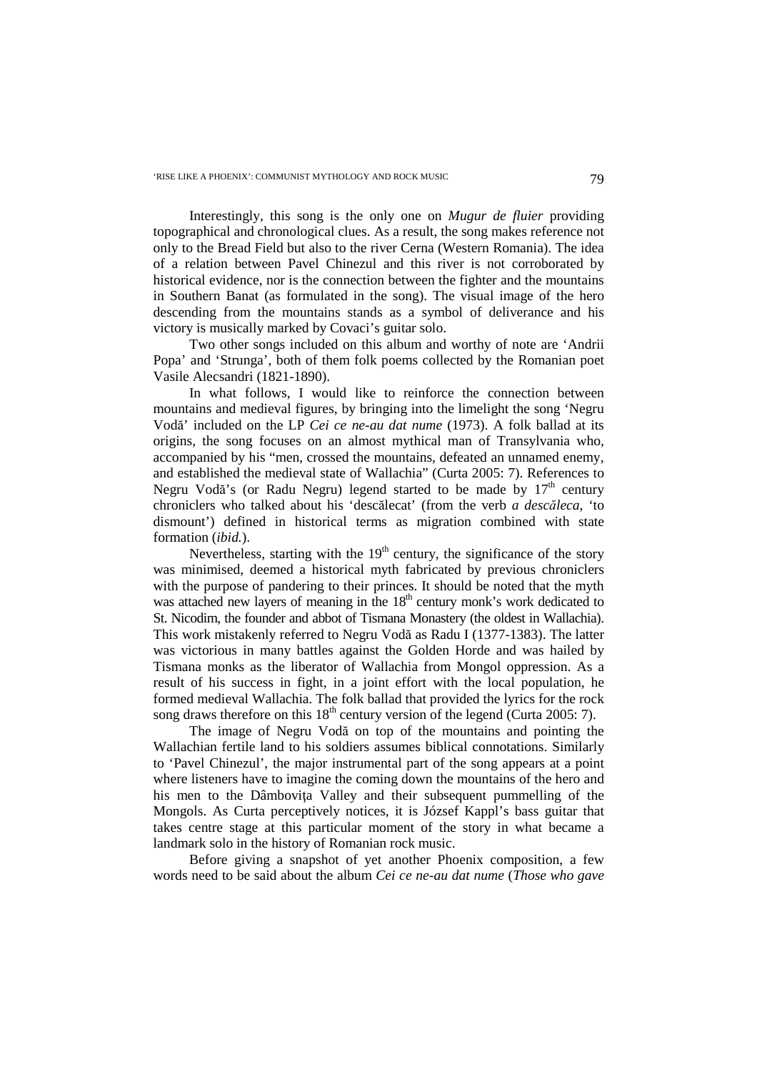Interestingly, this song is the only one on *Mugur de fluier* providing topographical and chronological clues. As a result, the song makes reference not only to the Bread Field but also to the river Cerna (Western Romania). The idea of a relation between Pavel Chinezul and this river is not corroborated by historical evidence, nor is the connection between the fighter and the mountains in Southern Banat (as formulated in the song). The visual image of the hero descending from the mountains stands as a symbol of deliverance and his victory is musically marked by Covaci's guitar solo.

Two other songs included on this album and worthy of note are 'Andrii Popa' and 'Strunga', both of them folk poems collected by the Romanian poet Vasile Alecsandri (1821-1890).

In what follows, I would like to reinforce the connection between mountains and medieval figures, by bringing into the limelight the song 'Negru Vodă' included on the LP *Cei ce ne-au dat nume* (1973). A folk ballad at its origins, the song focuses on an almost mythical man of Transylvania who, accompanied by his "men, crossed the mountains, defeated an unnamed enemy, and established the medieval state of Wallachia" (Curta 2005: 7). References to Negru Vodă's (or Radu Negru) legend started to be made by 17th century chroniclers who talked about his 'descălecat' (from the verb *a descăleca*, 'to dismount') defined in historical terms as migration combined with state formation (*ibid.*).

Nevertheless, starting with the 19th century, the significance of the story was minimised, deemed a historical myth fabricated by previous chroniclers with the purpose of pandering to their princes. It should be noted that the myth was attached new layers of meaning in the 18th century monk's work dedicated to St. Nicodim, the founder and abbot of Tismana Monastery (the oldest in Wallachia). This work mistakenly referred to Negru Vodă as Radu I (1377-1383). The latter was victorious in many battles against the Golden Horde and was hailed by Tismana monks as the liberator of Wallachia from Mongol oppression. As a result of his success in fight, in a joint effort with the local population, he formed medieval Wallachia. The folk ballad that provided the lyrics for the rock song draws therefore on this 18th century version of the legend (Curta 2005: 7).

The image of Negru Vodă on top of the mountains and pointing the Wallachian fertile land to his soldiers assumes biblical connotations. Similarly to 'Pavel Chinezul', the major instrumental part of the song appears at a point where listeners have to imagine the coming down the mountains of the hero and his men to the Dâmbovița Valley and their subsequent pummelling of the Mongols. As Curta perceptively notices, it is József Kappl's bass guitar that takes centre stage at this particular moment of the story in what became a landmark solo in the history of Romanian rock music.

Before giving a snapshot of yet another Phoenix composition, a few words need to be said about the album *Cei ce ne-au dat nume* (*Those who gave*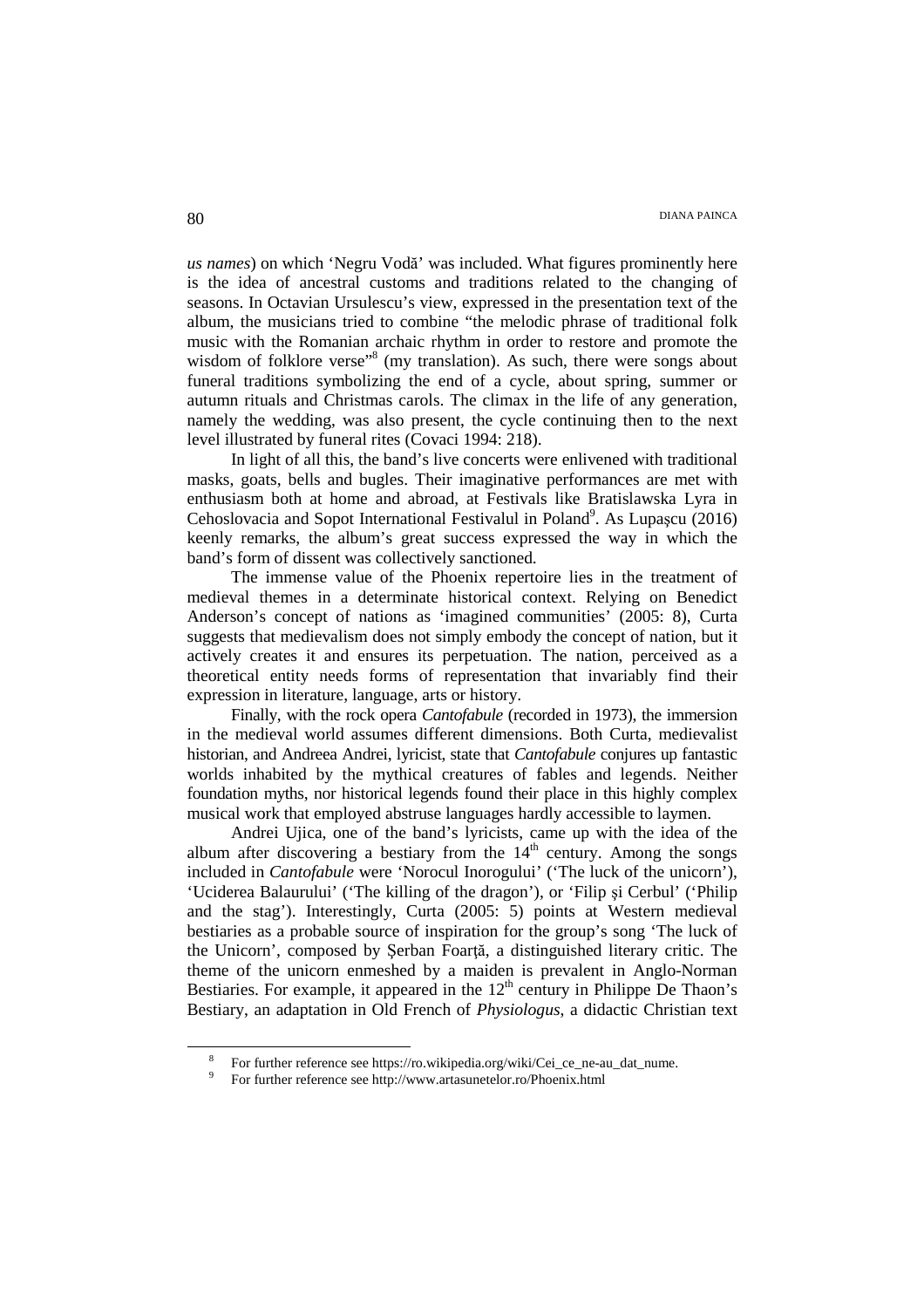*us names*) on which 'Negru Vodă' was included. What figures prominently here is the idea of ancestral customs and traditions related to the changing of seasons. In Octavian Ursulescu's view, expressed in the presentation text of the album, the musicians tried to combine "the melodic phrase of traditional folk music with the Romanian archaic rhythm in order to restore and promote the wisdom of folklore verse"[8] (my translation). As such, there were songs about funeral traditions symbolizing the end of a cycle, about spring, summer or autumn rituals and Christmas carols. The climax in the life of any generation, namely the wedding, was also present, the cycle continuing then to the next level illustrated by funeral rites (Covaci 1994: 218).

In light of all this, the band's live concerts were enlivened with traditional masks, goats, bells and bugles. Their imaginative performances are met with enthusiasm both at home and abroad, at Festivals like Bratislawska Lyra in Cehoslovacia and Sopot International Festivalul in Poland[9]. As Lupaşcu (2016) keenly remarks, the album's great success expressed the way in which the band's form of dissent was collectively sanctioned.

The immense value of the Phoenix repertoire lies in the treatment of medieval themes in a determinate historical context. Relying on Benedict Anderson's concept of nations as 'imagined communities' (2005: 8), Curta suggests that medievalism does not simply embody the concept of nation, but it actively creates it and ensures its perpetuation. The nation, perceived as a theoretical entity needs forms of representation that invariably find their expression in literature, language, arts or history.

Finally, with the rock opera *Cantofabule* (recorded in 1973), the immersion in the medieval world assumes different dimensions. Both Curta, medievalist historian, and Andreea Andrei, lyricist, state that *Cantofabule* conjures up fantastic worlds inhabited by the mythical creatures of fables and legends. Neither foundation myths, nor historical legends found their place in this highly complex musical work that employed abstruse languages hardly accessible to laymen.

Andrei Ujica, one of the band's lyricists, came up with the idea of the album after discovering a bestiary from the 14th century. Among the songs included in *Cantofabule* were 'Norocul Inorogului' ('The luck of the unicorn'), 'Uciderea Balaurului' ('The killing of the dragon'), or 'Filip şi Cerbul' ('Philip and the stag'). Interestingly, Curta (2005: 5) points at Western medieval bestiaries as a probable source of inspiration for the group's song 'The luck of the Unicorn', composed by Șerban Foarţă, a distinguished literary critic. The theme of the unicorn enmeshed by a maiden is prevalent in Anglo-Norman Bestiaries. For example, it appeared in the 12th century in Philippe De Thaon's Bestiary, an adaptation in Old French of *Physiologus*, a didactic Christian text

[8] For further reference see https://ro.wikipedia.org/wiki/Cei_ce_ne-au_dat_nume.

[9] For further reference see http://www.artasunetelor.ro/Phoenix.html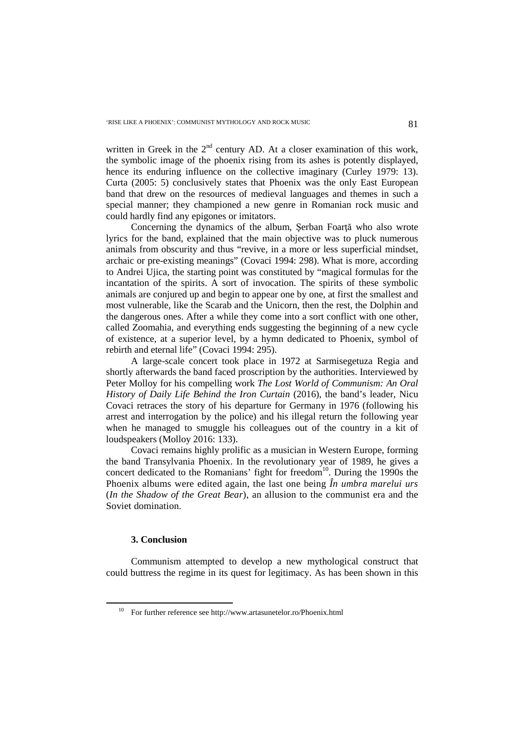written in Greek in the 2nd century AD. At a closer examination of this work, the symbolic image of the phoenix rising from its ashes is potently displayed, hence its enduring influence on the collective imaginary (Curley 1979: 13). Curta (2005: 5) conclusively states that Phoenix was the only East European band that drew on the resources of medieval languages and themes in such a special manner; they championed a new genre in Romanian rock music and could hardly find any epigones or imitators.

Concerning the dynamics of the album, Șerban Foarţă who also wrote lyrics for the band, explained that the main objective was to pluck numerous animals from obscurity and thus "revive, in a more or less superficial mindset, archaic or pre-existing meanings" (Covaci 1994: 298). What is more, according to Andrei Ujica, the starting point was constituted by "magical formulas for the incantation of the spirits. A sort of invocation. The spirits of these symbolic animals are conjured up and begin to appear one by one, at first the smallest and most vulnerable, like the Scarab and the Unicorn, then the rest, the Dolphin and the dangerous ones. After a while they come into a sort conflict with one other, called Zoomahia, and everything ends suggesting the beginning of a new cycle of existence, at a superior level, by a hymn dedicated to Phoenix, symbol of rebirth and eternal life" (Covaci 1994: 295).

A large-scale concert took place in 1972 at Sarmisegetuza Regia and shortly afterwards the band faced proscription by the authorities. Interviewed by Peter Molloy for his compelling work *The Lost World of Communism: An Oral History of Daily Life Behind the Iron Curtain* (2016), the band's leader, Nicu Covaci retraces the story of his departure for Germany in 1976 (following his arrest and interrogation by the police) and his illegal return the following year when he managed to smuggle his colleagues out of the country in a kit of loudspeakers (Molloy 2016: 133).

Covaci remains highly prolific as a musician in Western Europe, forming the band Transylvania Phoenix. In the revolutionary year of 1989, he gives a concert dedicated to the Romanians' fight for freedom[10]. During the 1990s the Phoenix albums were edited again, the last one being *În umbra marelui urs* (*In the Shadow of the Great Bear*), an allusion to the communist era and the Soviet domination.

### 3. Conclusion

Communism attempted to develop a new mythological construct that could buttress the regime in its quest for legitimacy. As has been shown in this

---

[10] For further reference see http://www.artasunetelor.ro/Phoenix.html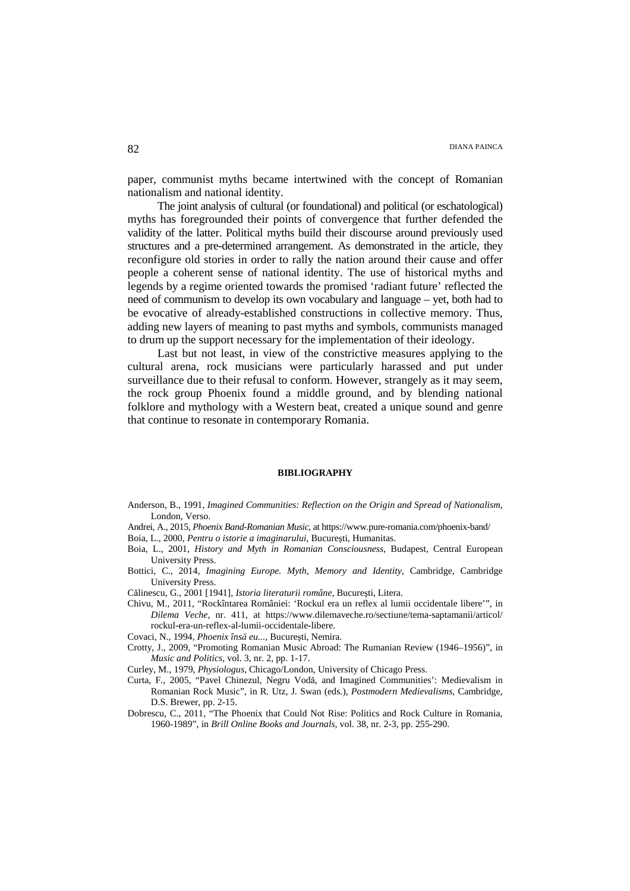paper, communist myths became intertwined with the concept of Romanian nationalism and national identity.

The joint analysis of cultural (or foundational) and political (or eschatological) myths has foregrounded their points of convergence that further defended the validity of the latter. Political myths build their discourse around previously used structures and a pre-determined arrangement. As demonstrated in the article, they reconfigure old stories in order to rally the nation around their cause and offer people a coherent sense of national identity. The use of historical myths and legends by a regime oriented towards the promised 'radiant future' reflected the need of communism to develop its own vocabulary and language – yet, both had to be evocative of already-established constructions in collective memory. Thus, adding new layers of meaning to past myths and symbols, communists managed to drum up the support necessary for the implementation of their ideology.

Last but not least, in view of the constrictive measures applying to the cultural arena, rock musicians were particularly harassed and put under surveillance due to their refusal to conform. However, strangely as it may seem, the rock group Phoenix found a middle ground, and by blending national folklore and mythology with a Western beat, created a unique sound and genre that continue to resonate in contemporary Romania.

## BIBLIOGRAPHY

Anderson, B., 1991, *Imagined Communities: Reflection on the Origin and Spread of Nationalism*, London, Verso.

Andrei, A., 2015, *Phoenix Band-Romanian Music*, at https://www.pure-romania.com/phoenix-band/

Boia, L., 2000, *Pentru o istorie a imaginarului*, București, Humanitas.

Boia, L., 2001, *History and Myth in Romanian Consciousness*, Budapest, Central European University Press.

Bottici, C., 2014, *Imagining Europe. Myth, Memory and Identity*, Cambridge, Cambridge University Press.

Călinescu, G., 2001 [1941], *Istoria literaturii române*, București, Litera.

Chivu, M., 2011, "Rockîntarea României: 'Rockul era un reflex al lumii occidentale libere'", in *Dilema Veche*, nr. 411, at https://www.dilemaveche.ro/sectiune/tema-saptamanii/articol/rockul-era-un-reflex-al-lumii-occidentale-libere.

Covaci, N., 1994, *Phoenix însă eu...*, București, Nemira.

Crotty, J., 2009, "Promoting Romanian Music Abroad: The Rumanian Review (1946–1956)", in *Music and Politics*, vol. 3, nr. 2, pp. 1-17.

Curley, M., 1979, *Physiologus*, Chicago/London, University of Chicago Press.

Curta, F., 2005, "Pavel Chinezul, Negru Vodă, and Imagined Communities': Medievalism in Romanian Rock Music", in R. Utz, J. Swan (eds.), *Postmodern Medievalisms*, Cambridge, D.S. Brewer, pp. 2-15.

Dobrescu, C., 2011, "The Phoenix that Could Not Rise: Politics and Rock Culture in Romania, 1960-1989", in *Brill Online Books and Journals*, vol. 38, nr. 2-3, pp. 255-290.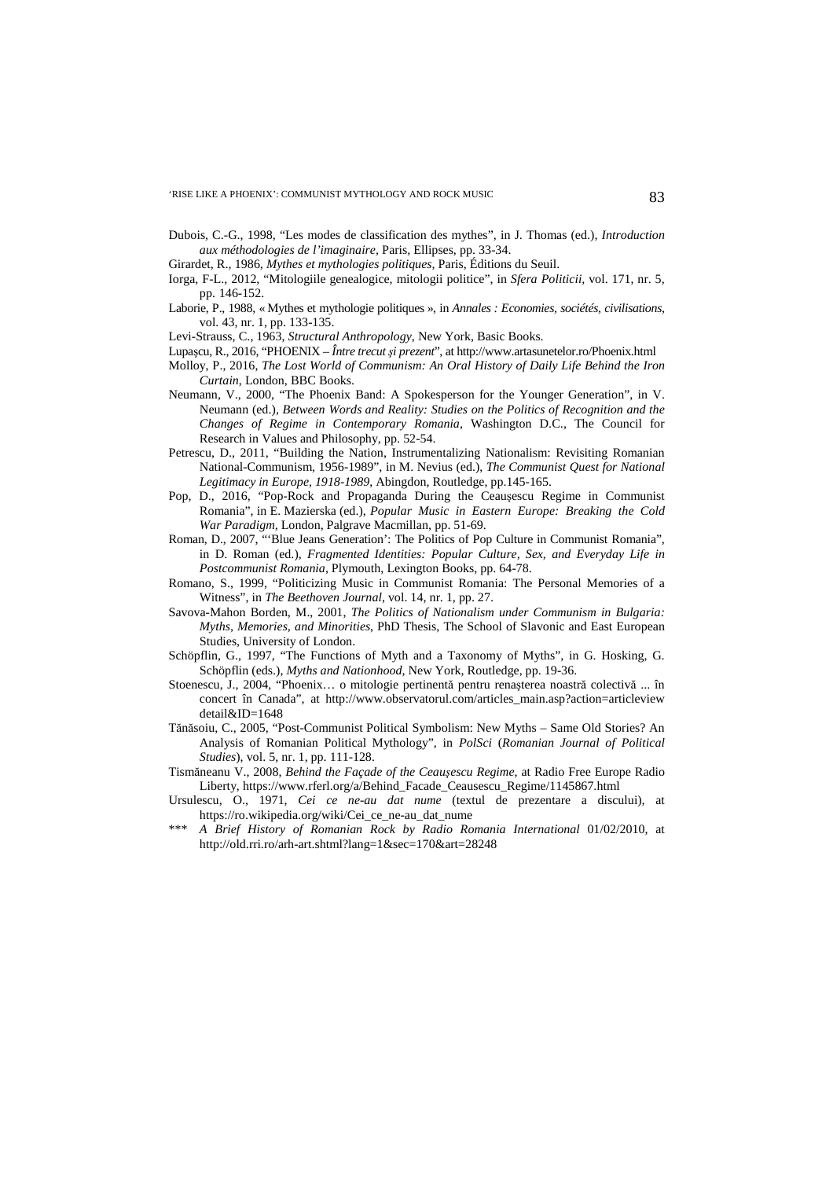Dubois, C.-G., 1998, "Les modes de classification des mythes", in J. Thomas (ed.), *Introduction aux méthodologies de l'imaginaire*, Paris, Ellipses, pp. 33-34.

Girardet, R., 1986, *Mythes et mythologies politiques*, Paris, Éditions du Seuil.

Iorga, F-L., 2012, "Mitologiile genealogice, mitologii politice", in *Sfera Politicii*, vol. 171, nr. 5, pp. 146-152.

Laborie, P., 1988, « Mythes et mythologie politiques », in *Annales : Economies, sociétés, civilisations*, vol. 43, nr. 1, pp. 133-135.

Levi-Strauss, C., 1963, *Structural Anthropology*, New York, Basic Books.

Lupaşcu, R., 2016, "PHOENIX – *Între trecut și prezent*", at http://www.artasunetelor.ro/Phoenix.html

Molloy, P., 2016, *The Lost World of Communism: An Oral History of Daily Life Behind the Iron Curtain*, London, BBC Books.

Neumann, V., 2000, "The Phoenix Band: A Spokesperson for the Younger Generation", in V. Neumann (ed.), *Between Words and Reality: Studies on the Politics of Recognition and the Changes of Regime in Contemporary Romania*, Washington D.C., The Council for Research in Values and Philosophy, pp. 52-54.

Petrescu, D., 2011, "Building the Nation, Instrumentalizing Nationalism: Revisiting Romanian National-Communism, 1956-1989", in M. Nevius (ed.), *The Communist Quest for National Legitimacy in Europe, 1918-1989*, Abingdon, Routledge, pp.145-165.

Pop, D., 2016, "Pop-Rock and Propaganda During the Ceaușescu Regime in Communist Romania", in E. Mazierska (ed.), *Popular Music in Eastern Europe: Breaking the Cold War Paradigm*, London, Palgrave Macmillan, pp. 51-69.

Roman, D., 2007, "'Blue Jeans Generation': The Politics of Pop Culture in Communist Romania", in D. Roman (ed.), *Fragmented Identities: Popular Culture, Sex, and Everyday Life in Postcommunist Romania*, Plymouth, Lexington Books, pp. 64-78.

Romano, S., 1999, "Politicizing Music in Communist Romania: The Personal Memories of a Witness", in *The Beethoven Journal*, vol. 14, nr. 1, pp. 27.

Savova-Mahon Borden, M., 2001, *The Politics of Nationalism under Communism in Bulgaria: Myths, Memories, and Minorities*, PhD Thesis, The School of Slavonic and East European Studies, University of London.

Schöpflin, G., 1997, "The Functions of Myth and a Taxonomy of Myths", in G. Hosking, G. Schöpflin (eds.), *Myths and Nationhood*, New York, Routledge, pp. 19-36.

Stoenescu, J., 2004, "Phoenix… o mitologie pertinentă pentru renaşterea noastră colectivă ... în concert în Canada", at http://www.observatorul.com/articles_main.asp?action=articleview detail&ID=1648

Tănăsoiu, C., 2005, "Post-Communist Political Symbolism: New Myths – Same Old Stories? An Analysis of Romanian Political Mythology", in *PolSci* (*Romanian Journal of Political Studies*), vol. 5, nr. 1, pp. 111-128.

Tismăneanu V., 2008, *Behind the Façade of the Ceaușescu Regime*, at Radio Free Europe Radio Liberty, https://www.rferl.org/a/Behind_Facade_Ceausescu_Regime/1145867.html

Ursulescu, O., 1971, *Cei ce ne-au dat nume* (textul de prezentare a discului), at https://ro.wikipedia.org/wiki/Cei_ce_ne-au_dat_nume

\*\*\* *A Brief History of Romanian Rock by Radio Romania International* 01/02/2010, at http://old.rri.ro/arh-art.shtml?lang=1&sec=170&art=28248